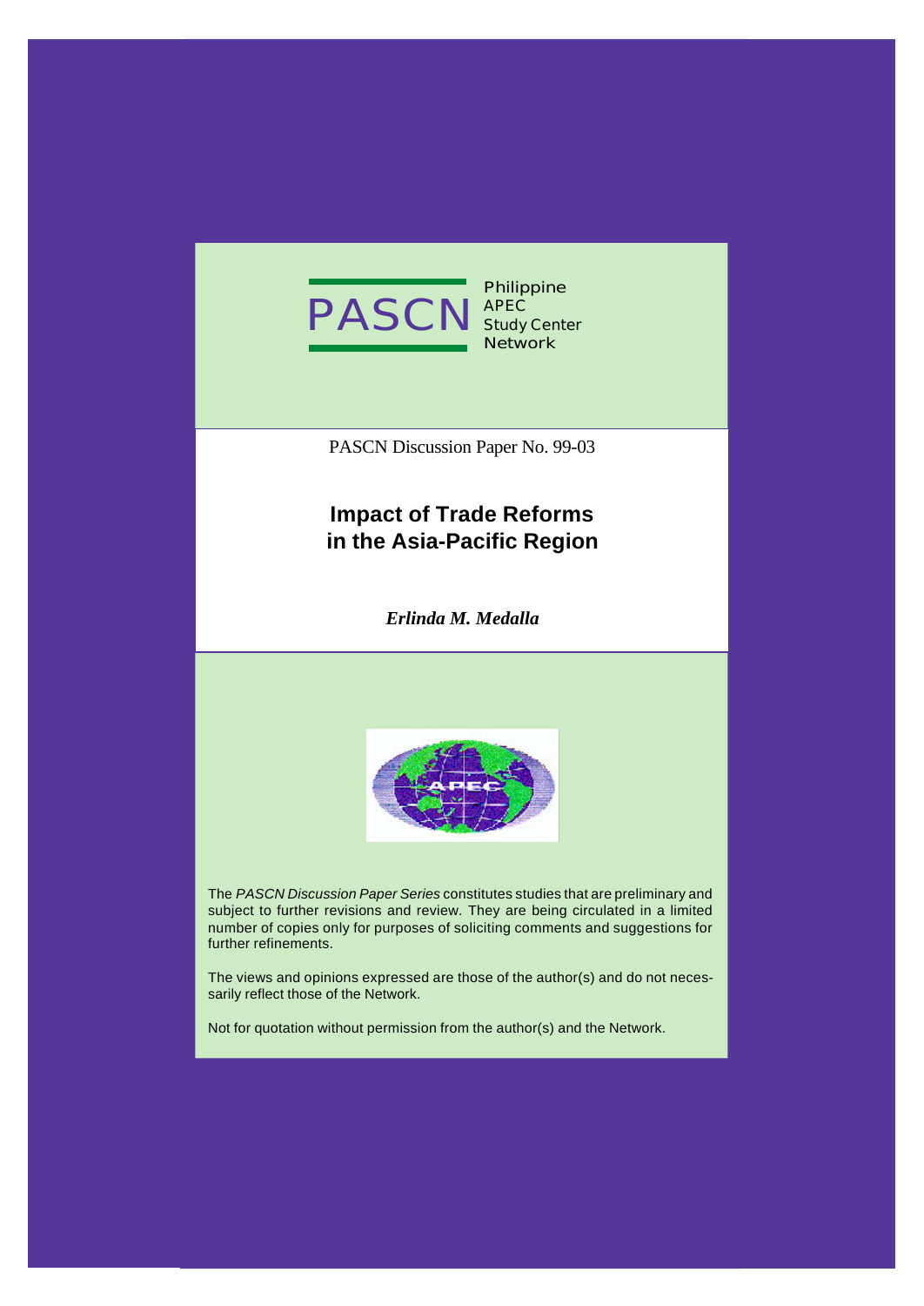PASCN Philippine APEC Study Center Network

PASCN Discussion Paper No. 99-03

# Impact of Trade Reforms in the Asia-Pacific Region

***Erlinda M. Medalla***

The *PASCN Discussion Paper Series* constitutes studies that are preliminary and subject to further revisions and review. They are being circulated in a limited number of copies only for purposes of soliciting comments and suggestions for further refinements.

The views and opinions expressed are those of the author(s) and do not necessarily reflect those of the Network.

Not for quotation without permission from the author(s) and the Network.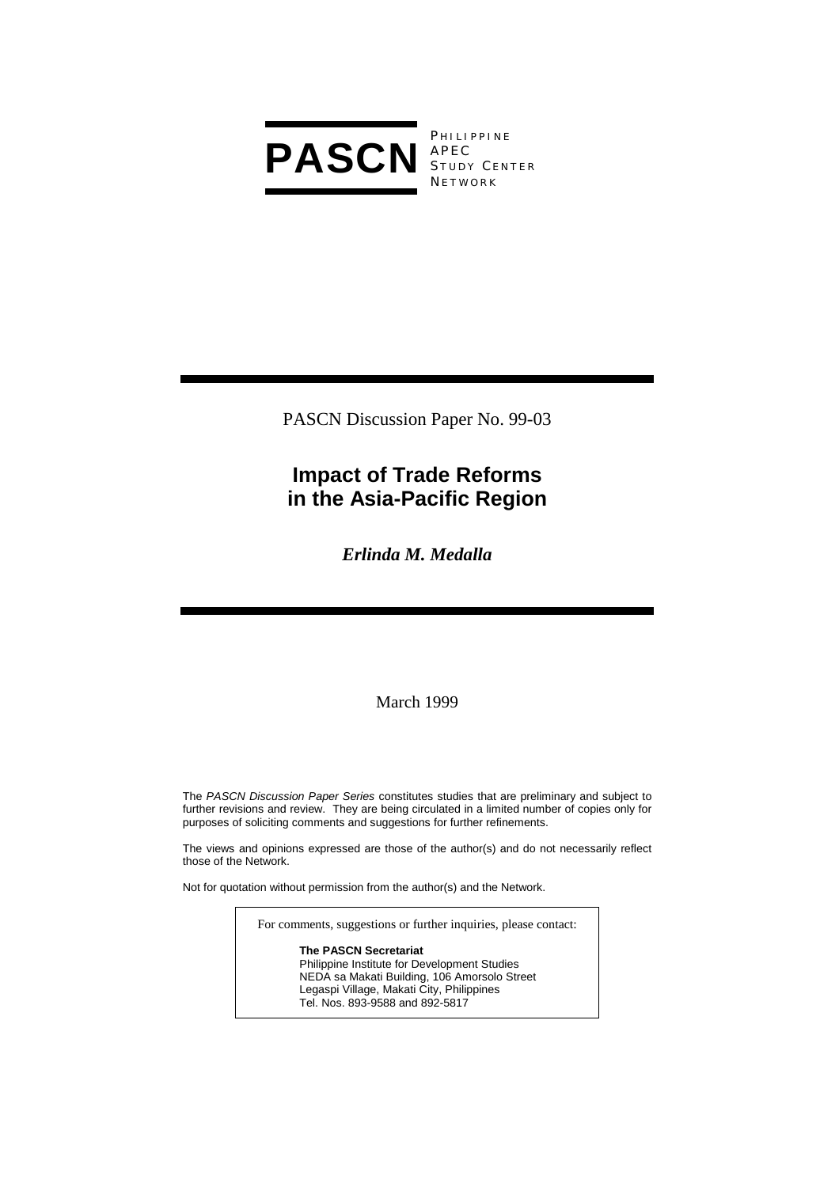**PASCN** PHILIPPINE APEC STUDY CENTER NETWORK

PASCN Discussion Paper No. 99-03

# Impact of Trade Reforms in the Asia-Pacific Region

***Erlinda M. Medalla***

March 1999

The *PASCN Discussion Paper Series* constitutes studies that are preliminary and subject to further revisions and review. They are being circulated in a limited number of copies only for purposes of soliciting comments and suggestions for further refinements.

The views and opinions expressed are those of the author(s) and do not necessarily reflect those of the Network.

Not for quotation without permission from the author(s) and the Network.

For comments, suggestions or further inquiries, please contact:

**The PASCN Secretariat**
Philippine Institute for Development Studies
NEDA sa Makati Building, 106 Amorsolo Street
Legaspi Village, Makati City, Philippines
Tel. Nos. 893-9588 and 892-5817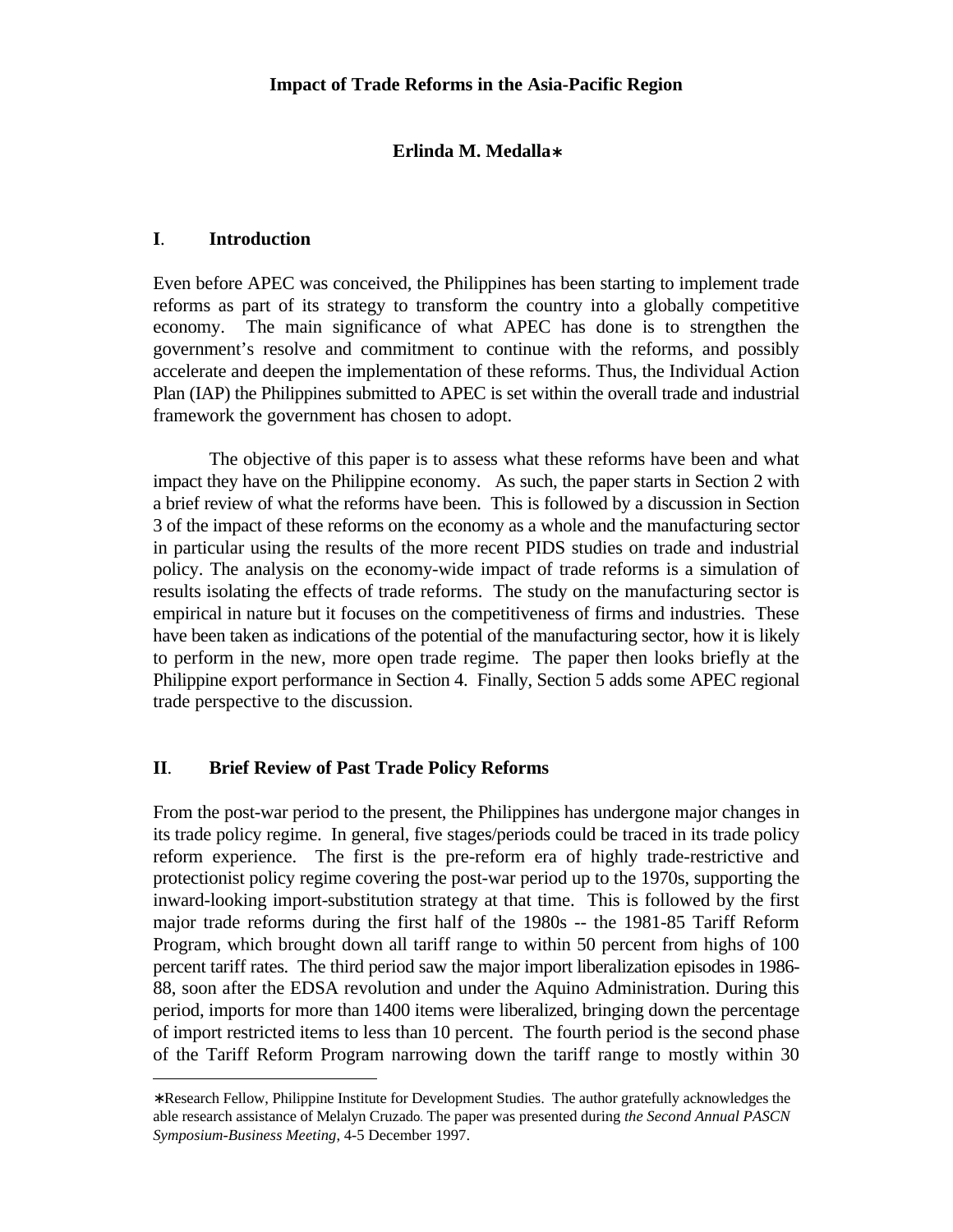# Impact of Trade Reforms in the Asia-Pacific Region

**Erlinda M. Medalla∗**

## I. Introduction

Even before APEC was conceived, the Philippines has been starting to implement trade reforms as part of its strategy to transform the country into a globally competitive economy. The main significance of what APEC has done is to strengthen the government's resolve and commitment to continue with the reforms, and possibly accelerate and deepen the implementation of these reforms. Thus, the Individual Action Plan (IAP) the Philippines submitted to APEC is set within the overall trade and industrial framework the government has chosen to adopt.

The objective of this paper is to assess what these reforms have been and what impact they have on the Philippine economy. As such, the paper starts in Section 2 with a brief review of what the reforms have been. This is followed by a discussion in Section 3 of the impact of these reforms on the economy as a whole and the manufacturing sector in particular using the results of the more recent PIDS studies on trade and industrial policy. The analysis on the economy-wide impact of trade reforms is a simulation of results isolating the effects of trade reforms. The study on the manufacturing sector is empirical in nature but it focuses on the competitiveness of firms and industries. These have been taken as indications of the potential of the manufacturing sector, how it is likely to perform in the new, more open trade regime. The paper then looks briefly at the Philippine export performance in Section 4. Finally, Section 5 adds some APEC regional trade perspective to the discussion.

## II. Brief Review of Past Trade Policy Reforms

From the post-war period to the present, the Philippines has undergone major changes in its trade policy regime. In general, five stages/periods could be traced in its trade policy reform experience. The first is the pre-reform era of highly trade-restrictive and protectionist policy regime covering the post-war period up to the 1970s, supporting the inward-looking import-substitution strategy at that time. This is followed by the first major trade reforms during the first half of the 1980s -- the 1981-85 Tariff Reform Program, which brought down all tariff range to within 50 percent from highs of 100 percent tariff rates. The third period saw the major import liberalization episodes in 1986-88, soon after the EDSA revolution and under the Aquino Administration. During this period, imports for more than 1400 items were liberalized, bringing down the percentage of import restricted items to less than 10 percent. The fourth period is the second phase of the Tariff Reform Program narrowing down the tariff range to mostly within 30

∗Research Fellow, Philippine Institute for Development Studies. The author gratefully acknowledges the able research assistance of Melalyn Cruzado. The paper was presented during *the Second Annual PASCN Symposium-Business Meeting*, 4-5 December 1997.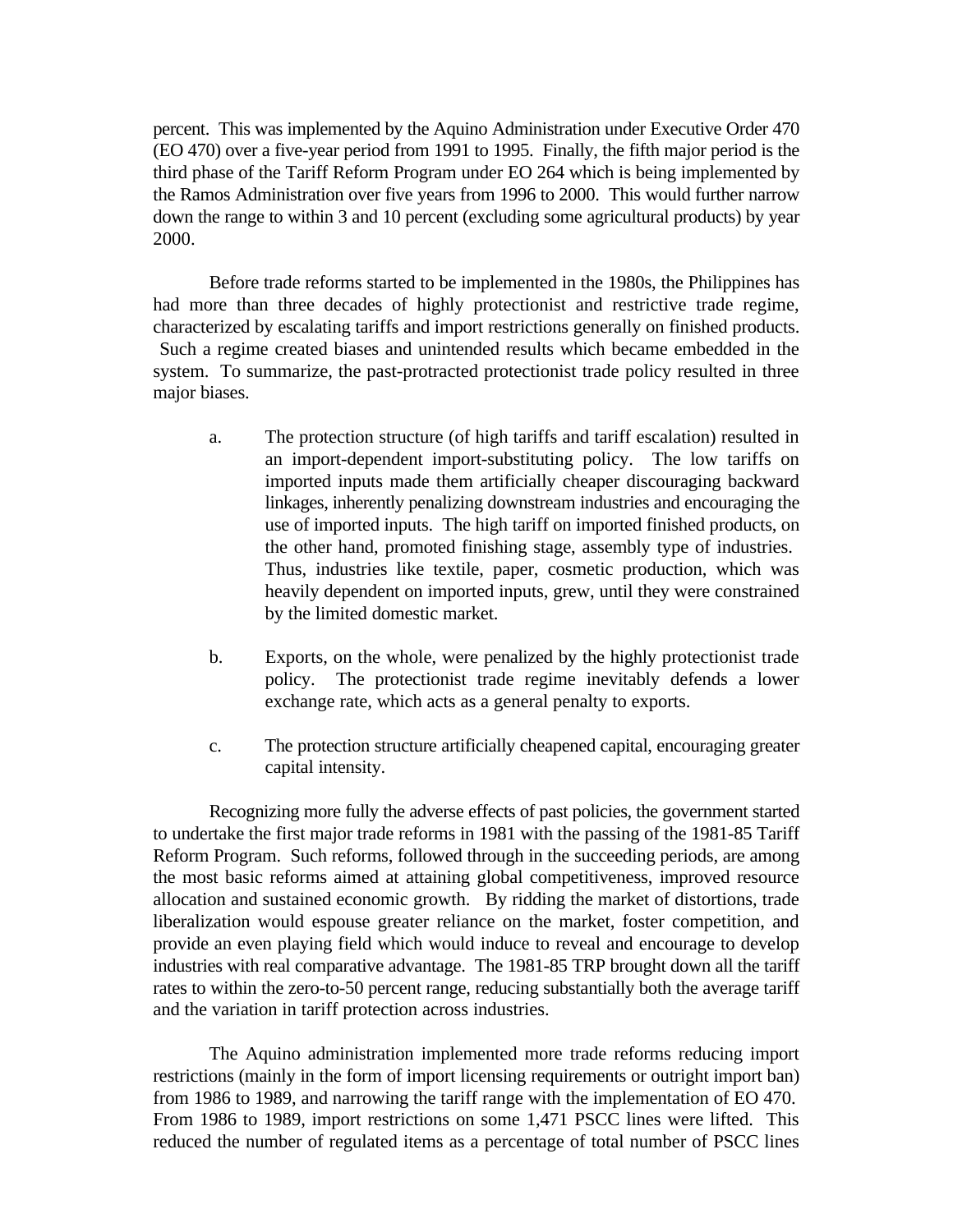percent. This was implemented by the Aquino Administration under Executive Order 470 (EO 470) over a five-year period from 1991 to 1995. Finally, the fifth major period is the third phase of the Tariff Reform Program under EO 264 which is being implemented by the Ramos Administration over five years from 1996 to 2000. This would further narrow down the range to within 3 and 10 percent (excluding some agricultural products) by year 2000.

Before trade reforms started to be implemented in the 1980s, the Philippines has had more than three decades of highly protectionist and restrictive trade regime, characterized by escalating tariffs and import restrictions generally on finished products. Such a regime created biases and unintended results which became embedded in the system. To summarize, the past-protracted protectionist trade policy resulted in three major biases.

a. The protection structure (of high tariffs and tariff escalation) resulted in an import-dependent import-substituting policy. The low tariffs on imported inputs made them artificially cheaper discouraging backward linkages, inherently penalizing downstream industries and encouraging the use of imported inputs. The high tariff on imported finished products, on the other hand, promoted finishing stage, assembly type of industries. Thus, industries like textile, paper, cosmetic production, which was heavily dependent on imported inputs, grew, until they were constrained by the limited domestic market.

b. Exports, on the whole, were penalized by the highly protectionist trade policy. The protectionist trade regime inevitably defends a lower exchange rate, which acts as a general penalty to exports.

c. The protection structure artificially cheapened capital, encouraging greater capital intensity.

Recognizing more fully the adverse effects of past policies, the government started to undertake the first major trade reforms in 1981 with the passing of the 1981-85 Tariff Reform Program. Such reforms, followed through in the succeeding periods, are among the most basic reforms aimed at attaining global competitiveness, improved resource allocation and sustained economic growth. By ridding the market of distortions, trade liberalization would espouse greater reliance on the market, foster competition, and provide an even playing field which would induce to reveal and encourage to develop industries with real comparative advantage. The 1981-85 TRP brought down all the tariff rates to within the zero-to-50 percent range, reducing substantially both the average tariff and the variation in tariff protection across industries.

The Aquino administration implemented more trade reforms reducing import restrictions (mainly in the form of import licensing requirements or outright import ban) from 1986 to 1989, and narrowing the tariff range with the implementation of EO 470. From 1986 to 1989, import restrictions on some 1,471 PSCC lines were lifted. This reduced the number of regulated items as a percentage of total number of PSCC lines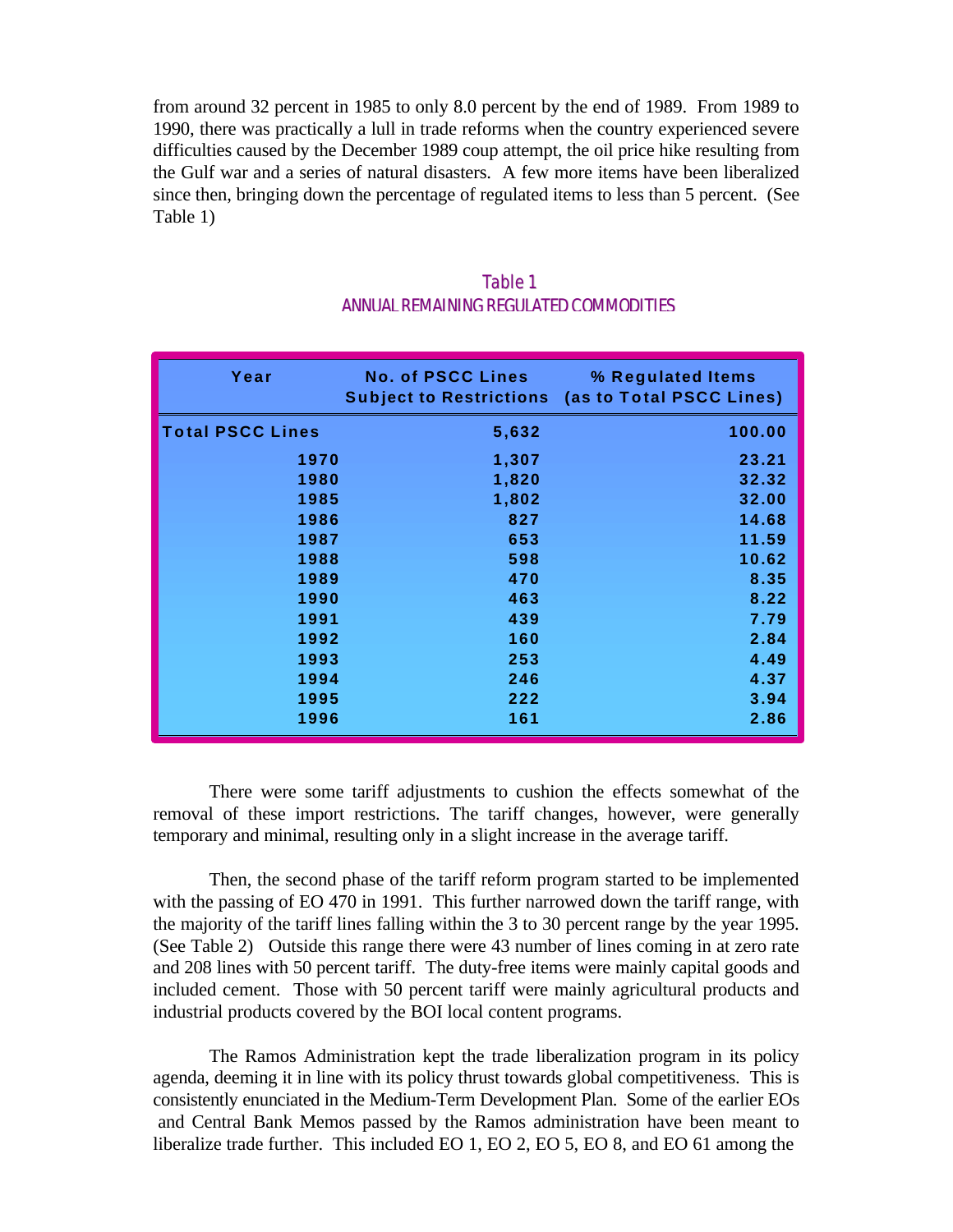from around 32 percent in 1985 to only 8.0 percent by the end of 1989. From 1989 to 1990, there was practically a lull in trade reforms when the country experienced severe difficulties caused by the December 1989 coup attempt, the oil price hike resulting from the Gulf war and a series of natural disasters. A few more items have been liberalized since then, bringing down the percentage of regulated items to less than 5 percent. (See Table 1)

Table 1
ANNUAL REMAINING REGULATED COMMODITIES

| Year | No. of PSCC Lines Subject to Restrictions | % Regulated Items (as to Total PSCC Lines) |
|---|---|---|
| Total PSCC Lines | 5,632 | 100.00 |
| 1970 | 1,307 | 23.21 |
| 1980 | 1,820 | 32.32 |
| 1985 | 1,802 | 32.00 |
| 1986 | 827 | 14.68 |
| 1987 | 653 | 11.59 |
| 1988 | 598 | 10.62 |
| 1989 | 470 | 8.35 |
| 1990 | 463 | 8.22 |
| 1991 | 439 | 7.79 |
| 1992 | 160 | 2.84 |
| 1993 | 253 | 4.49 |
| 1994 | 246 | 4.37 |
| 1995 | 222 | 3.94 |
| 1996 | 161 | 2.86 |

There were some tariff adjustments to cushion the effects somewhat of the removal of these import restrictions. The tariff changes, however, were generally temporary and minimal, resulting only in a slight increase in the average tariff.

Then, the second phase of the tariff reform program started to be implemented with the passing of EO 470 in 1991. This further narrowed down the tariff range, with the majority of the tariff lines falling within the 3 to 30 percent range by the year 1995. (See Table 2) Outside this range there were 43 number of lines coming in at zero rate and 208 lines with 50 percent tariff. The duty-free items were mainly capital goods and included cement. Those with 50 percent tariff were mainly agricultural products and industrial products covered by the BOI local content programs.

The Ramos Administration kept the trade liberalization program in its policy agenda, deeming it in line with its policy thrust towards global competitiveness. This is consistently enunciated in the Medium-Term Development Plan. Some of the earlier EOs and Central Bank Memos passed by the Ramos administration have been meant to liberalize trade further. This included EO 1, EO 2, EO 5, EO 8, and EO 61 among the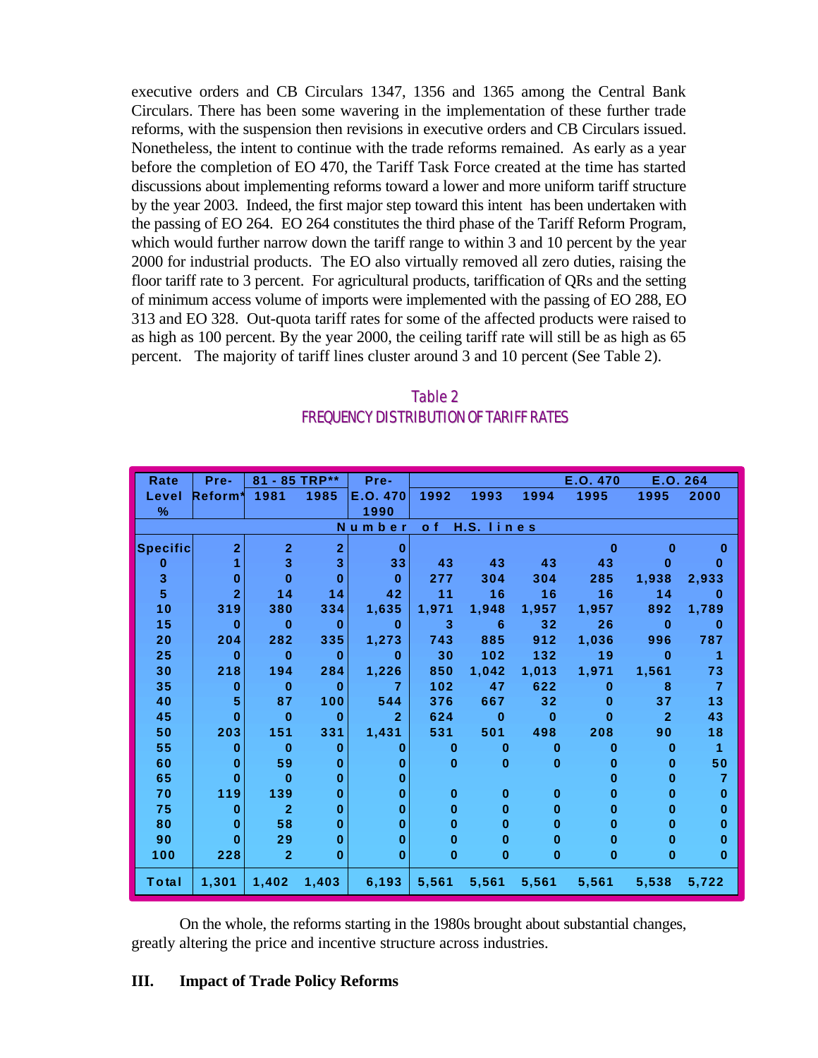executive orders and CB Circulars 1347, 1356 and 1365 among the Central Bank Circulars. There has been some wavering in the implementation of these further trade reforms, with the suspension then revisions in executive orders and CB Circulars issued. Nonetheless, the intent to continue with the trade reforms remained. As early as a year before the completion of EO 470, the Tariff Task Force created at the time has started discussions about implementing reforms toward a lower and more uniform tariff structure by the year 2003. Indeed, the first major step toward this intent has been undertaken with the passing of EO 264. EO 264 constitutes the third phase of the Tariff Reform Program, which would further narrow down the tariff range to within 3 and 10 percent by the year 2000 for industrial products. The EO also virtually removed all zero duties, raising the floor tariff rate to 3 percent. For agricultural products, tariffication of QRs and the setting of minimum access volume of imports were implemented with the passing of EO 288, EO 313 and EO 328. Out-quota tariff rates for some of the affected products were raised to as high as 100 percent. By the year 2000, the ceiling tariff rate will still be as high as 65 percent. The majority of tariff lines cluster around 3 and 10 percent (See Table 2).

Table 2
FREQUENCY DISTRIBUTION OF TARIFF RATES

| Rate Level % | Pre-Reform* | 81 - 85 TRP** | | Pre-E.O. 470 | | | | E.O. 470 | E.O. 264 | |
|---|---|---|---|---|---|---|---|---|---|---|
| | | 1981 | 1985 | 1990 | 1992 | 1993 | 1994 | 1995 | 1995 | 2000 |
| | | | | Number of H.S. lines | | | | | | |
| Specific | 2 | 2 | 2 | 0 | | | | 0 | 0 | 0 |
| 0 | 1 | 3 | 3 | 33 | 43 | 43 | 43 | 43 | 0 | 0 |
| 3 | 0 | 0 | 0 | 0 | 277 | 304 | 304 | 285 | 1,938 | 2,933 |
| 5 | 2 | 14 | 14 | 42 | 11 | 16 | 16 | 16 | 14 | 0 |
| 10 | 319 | 380 | 334 | 1,635 | 1,971 | 1,948 | 1,957 | 1,957 | 892 | 1,789 |
| 15 | 0 | 0 | 0 | 0 | 3 | 6 | 32 | 26 | 0 | 0 |
| 20 | 204 | 282 | 335 | 1,273 | 743 | 885 | 912 | 1,036 | 996 | 787 |
| 25 | 0 | 0 | 0 | 0 | 30 | 102 | 132 | 19 | 0 | 1 |
| 30 | 218 | 194 | 284 | 1,226 | 850 | 1,042 | 1,013 | 1,971 | 1,561 | 73 |
| 35 | 0 | 0 | 0 | 7 | 102 | 47 | 622 | 0 | 8 | 7 |
| 40 | 5 | 87 | 100 | 544 | 376 | 667 | 32 | 0 | 37 | 13 |
| 45 | 0 | 0 | 0 | 2 | 624 | 0 | 0 | 0 | 2 | 43 |
| 50 | 203 | 151 | 331 | 1,431 | 531 | 501 | 498 | 208 | 90 | 18 |
| 55 | 0 | 0 | 0 | 0 | 0 | 0 | 0 | 0 | 0 | 1 |
| 60 | 0 | 59 | 0 | 0 | 0 | 0 | 0 | 0 | 0 | 50 |
| 65 | 0 | 0 | 0 | 0 | | | | 0 | 0 | 7 |
| 70 | 119 | 139 | 0 | 0 | 0 | 0 | 0 | 0 | 0 | 0 |
| 75 | 0 | 2 | 0 | 0 | 0 | 0 | 0 | 0 | 0 | 0 |
| 80 | 0 | 58 | 0 | 0 | 0 | 0 | 0 | 0 | 0 | 0 |
| 90 | 0 | 29 | 0 | 0 | 0 | 0 | 0 | 0 | 0 | 0 |
| 100 | 228 | 2 | 0 | 0 | 0 | 0 | 0 | 0 | 0 | 0 |
| Total | 1,301 | 1,402 | 1,403 | 6,193 | 5,561 | 5,561 | 5,561 | 5,561 | 5,538 | 5,722 |

On the whole, the reforms starting in the 1980s brought about substantial changes, greatly altering the price and incentive structure across industries.

## III. Impact of Trade Policy Reforms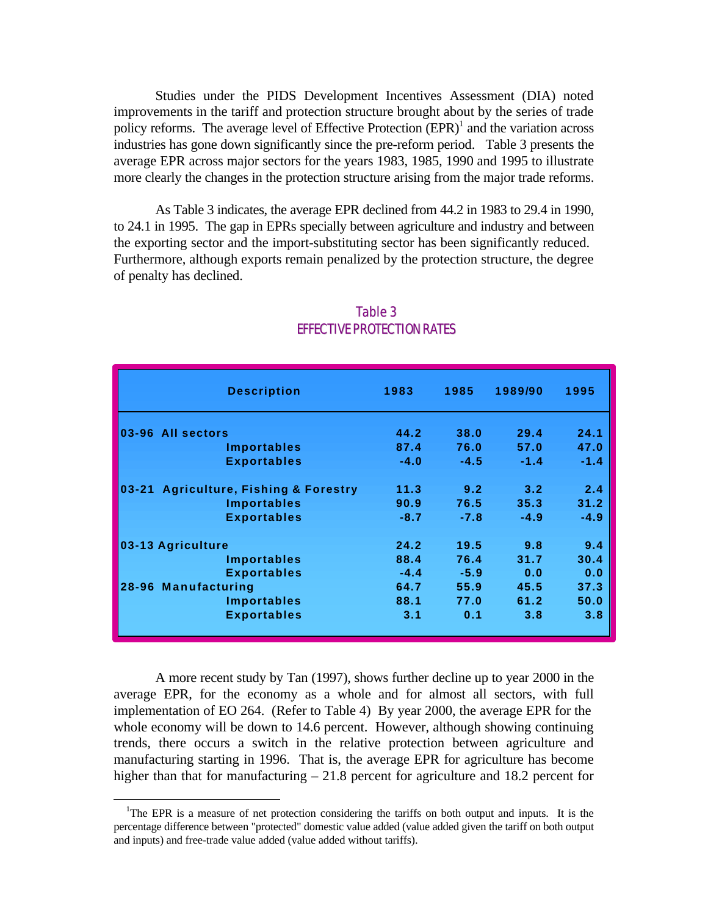Studies under the PIDS Development Incentives Assessment (DIA) noted improvements in the tariff and protection structure brought about by the series of trade policy reforms. The average level of Effective Protection (EPR)[1] and the variation across industries has gone down significantly since the pre-reform period. Table 3 presents the average EPR across major sectors for the years 1983, 1985, 1990 and 1995 to illustrate more clearly the changes in the protection structure arising from the major trade reforms.

As Table 3 indicates, the average EPR declined from 44.2 in 1983 to 29.4 in 1990, to 24.1 in 1995. The gap in EPRs specially between agriculture and industry and between the exporting sector and the import-substituting sector has been significantly reduced. Furthermore, although exports remain penalized by the protection structure, the degree of penalty has declined.

Table 3
EFFECTIVE PROTECTION RATES

| Description | 1983 | 1985 | 1989/90 | 1995 |
|---|---|---|---|---|
| **03-96 All sectors** | 44.2 | 38.0 | 29.4 | 24.1 |
| Importables | 87.4 | 76.0 | 57.0 | 47.0 |
| Exportables | -4.0 | -4.5 | -1.4 | -1.4 |
| **03-21 Agriculture, Fishing & Forestry** | 11.3 | 9.2 | 3.2 | 2.4 |
| Importables | 90.9 | 76.5 | 35.3 | 31.2 |
| Exportables | -8.7 | -7.8 | -4.9 | -4.9 |
| **03-13 Agriculture** | 24.2 | 19.5 | 9.8 | 9.4 |
| Importables | 88.4 | 76.4 | 31.7 | 30.4 |
| Exportables | -4.4 | -5.9 | 0.0 | 0.0 |
| **28-96 Manufacturing** | 64.7 | 55.9 | 45.5 | 37.3 |
| Importables | 88.1 | 77.0 | 61.2 | 50.0 |
| Exportables | 3.1 | 0.1 | 3.8 | 3.8 |

A more recent study by Tan (1997), shows further decline up to year 2000 in the average EPR, for the economy as a whole and for almost all sectors, with full implementation of EO 264. (Refer to Table 4) By year 2000, the average EPR for the whole economy will be down to 14.6 percent. However, although showing continuing trends, there occurs a switch in the relative protection between agriculture and manufacturing starting in 1996. That is, the average EPR for agriculture has become higher than that for manufacturing – 21.8 percent for agriculture and 18.2 percent for

[1]The EPR is a measure of net protection considering the tariffs on both output and inputs. It is the percentage difference between "protected" domestic value added (value added given the tariff on both output and inputs) and free-trade value added (value added without tariffs).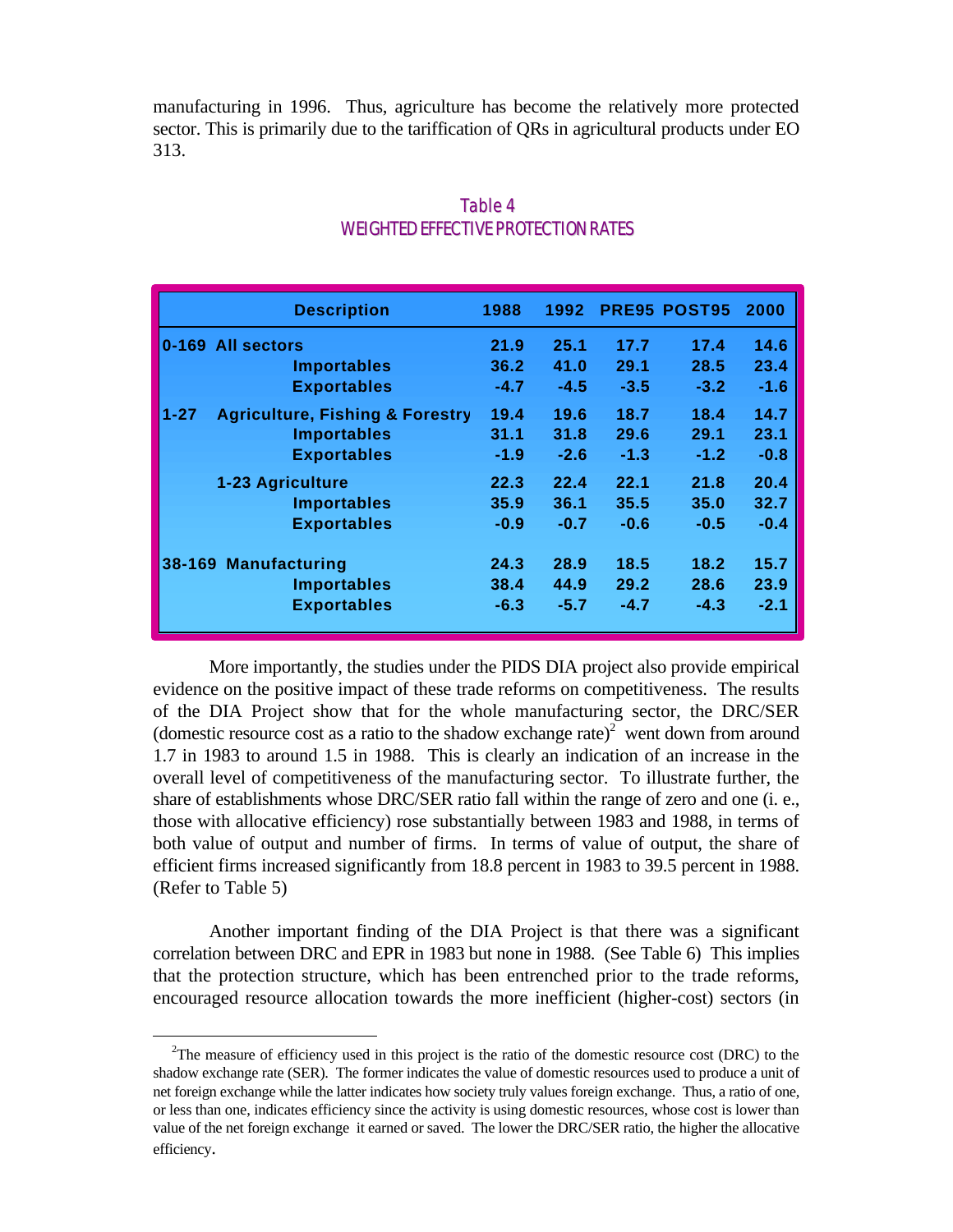manufacturing in 1996. Thus, agriculture has become the relatively more protected sector. This is primarily due to the tariffication of QRs in agricultural products under EO 313.

Table 4
WEIGHTED EFFECTIVE PROTECTION RATES

| Description | 1988 | 1992 | PRE95 | POST95 | 2000 |
|---|---|---|---|---|---|
| **0-169 All sectors** | 21.9 | 25.1 | 17.7 | 17.4 | 14.6 |
| Importables | 36.2 | 41.0 | 29.1 | 28.5 | 23.4 |
| Exportables | -4.7 | -4.5 | -3.5 | -3.2 | -1.6 |
| **1-27 Agriculture, Fishing & Forestry** | 19.4 | 19.6 | 18.7 | 18.4 | 14.7 |
| Importables | 31.1 | 31.8 | 29.6 | 29.1 | 23.1 |
| Exportables | -1.9 | -2.6 | -1.3 | -1.2 | -0.8 |
| **1-23 Agriculture** | 22.3 | 22.4 | 22.1 | 21.8 | 20.4 |
| Importables | 35.9 | 36.1 | 35.5 | 35.0 | 32.7 |
| Exportables | -0.9 | -0.7 | -0.6 | -0.5 | -0.4 |
| **38-169 Manufacturing** | 24.3 | 28.9 | 18.5 | 18.2 | 15.7 |
| Importables | 38.4 | 44.9 | 29.2 | 28.6 | 23.9 |
| Exportables | -6.3 | -5.7 | -4.7 | -4.3 | -2.1 |

More importantly, the studies under the PIDS DIA project also provide empirical evidence on the positive impact of these trade reforms on competitiveness. The results of the DIA Project show that for the whole manufacturing sector, the DRC/SER (domestic resource cost as a ratio to the shadow exchange rate)[2] went down from around 1.7 in 1983 to around 1.5 in 1988. This is clearly an indication of an increase in the overall level of competitiveness of the manufacturing sector. To illustrate further, the share of establishments whose DRC/SER ratio fall within the range of zero and one (i. e., those with allocative efficiency) rose substantially between 1983 and 1988, in terms of both value of output and number of firms. In terms of value of output, the share of efficient firms increased significantly from 18.8 percent in 1983 to 39.5 percent in 1988. (Refer to Table 5)

Another important finding of the DIA Project is that there was a significant correlation between DRC and EPR in 1983 but none in 1988. (See Table 6) This implies that the protection structure, which has been entrenched prior to the trade reforms, encouraged resource allocation towards the more inefficient (higher-cost) sectors (in

---

[2]The measure of efficiency used in this project is the ratio of the domestic resource cost (DRC) to the shadow exchange rate (SER). The former indicates the value of domestic resources used to produce a unit of net foreign exchange while the latter indicates how society truly values foreign exchange. Thus, a ratio of one, or less than one, indicates efficiency since the activity is using domestic resources, whose cost is lower than value of the net foreign exchange it earned or saved. The lower the DRC/SER ratio, the higher the allocative efficiency.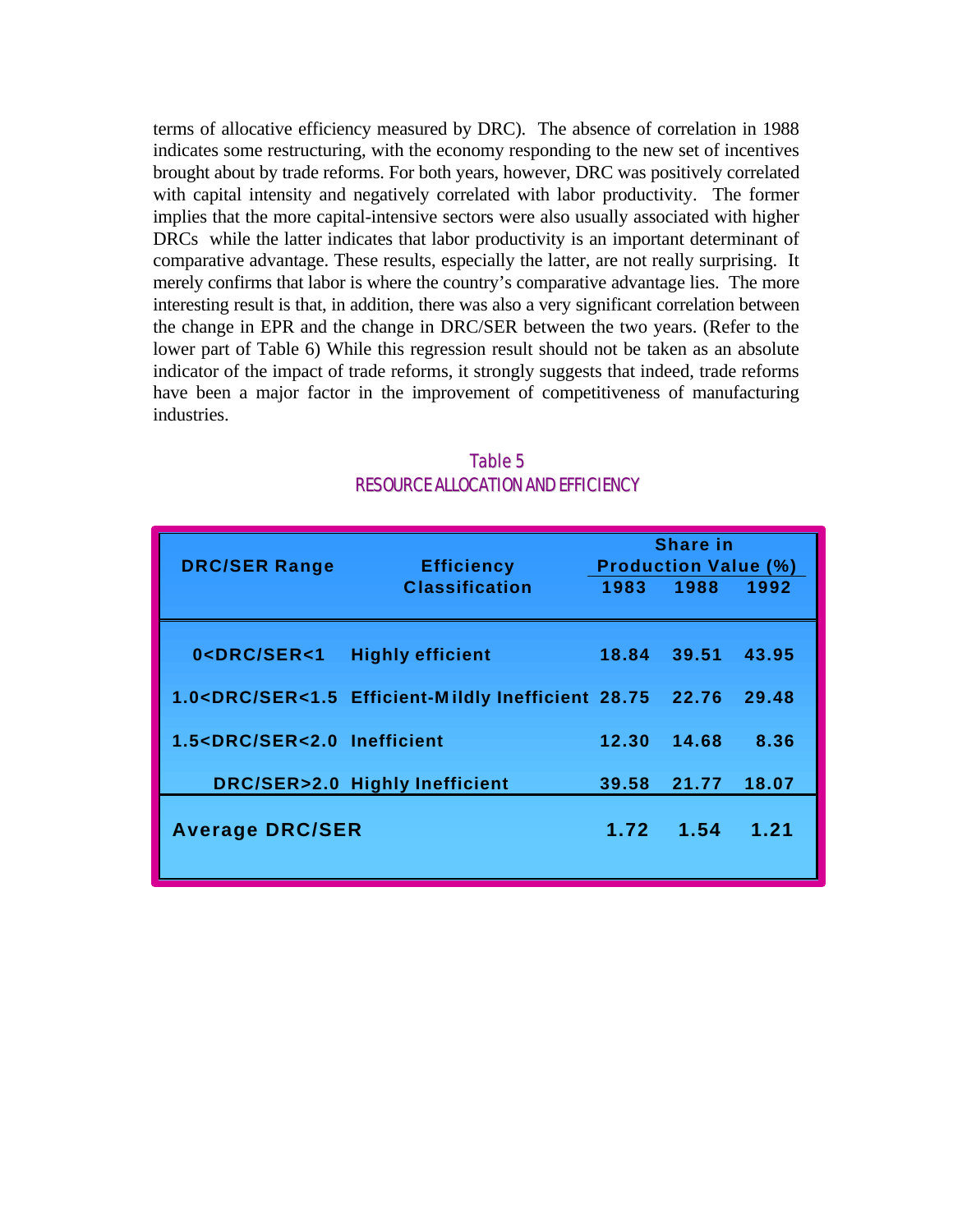terms of allocative efficiency measured by DRC). The absence of correlation in 1988 indicates some restructuring, with the economy responding to the new set of incentives brought about by trade reforms. For both years, however, DRC was positively correlated with capital intensity and negatively correlated with labor productivity. The former implies that the more capital-intensive sectors were also usually associated with higher DRCs while the latter indicates that labor productivity is an important determinant of comparative advantage. These results, especially the latter, are not really surprising. It merely confirms that labor is where the country's comparative advantage lies. The more interesting result is that, in addition, there was also a very significant correlation between the change in EPR and the change in DRC/SER between the two years. (Refer to the lower part of Table 6) While this regression result should not be taken as an absolute indicator of the impact of trade reforms, it strongly suggests that indeed, trade reforms have been a major factor in the improvement of competitiveness of manufacturing industries.

Table 5
RESOURCE ALLOCATION AND EFFICIENCY

| DRC/SER Range | Efficiency Classification | Share in Production Value (%) | | |
|---|---|---|---|---|
| | | 1983 | 1988 | 1992 |
| 0<DRC/SER<1 | Highly efficient | 18.84 | 39.51 | 43.95 |
| 1.0<DRC/SER<1.5 | Efficient-Mildly Inefficient | 28.75 | 22.76 | 29.48 |
| 1.5<DRC/SER<2.0 | Inefficient | 12.30 | 14.68 | 8.36 |
| DRC/SER>2.0 | Highly Inefficient | 39.58 | 21.77 | 18.07 |
| **Average DRC/SER** | | 1.72 | 1.54 | 1.21 |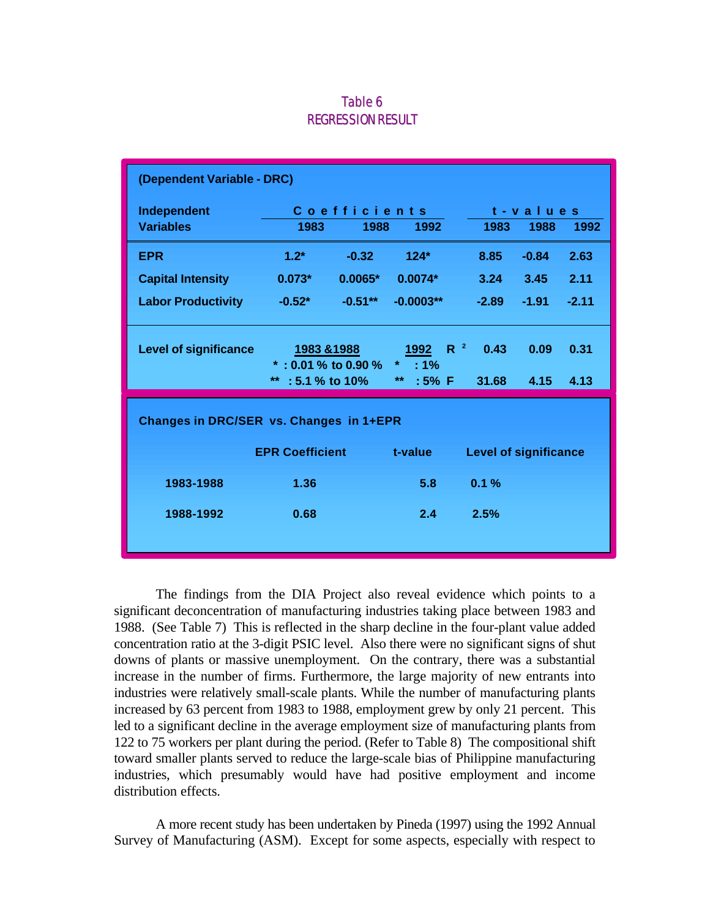Table 6
REGRESSION RESULT

(Dependent Variable - DRC)

| Independent Variables | Coefficients 1983 | 1988 | 1992 | t-values 1983 | 1988 | 1992 |
|---|---|---|---|---|---|---|
| EPR | 1.2* | -0.32 | 124* | 8.85 | -0.84 | 2.63 |
| Capital Intensity | 0.073* | 0.0065* | 0.0074* | 3.24 | 3.45 | 2.11 |
| Labor Productivity | -0.52* | -0.51** | -0.0003** | -2.89 | -1.91 | -2.11 |
| Level of significance | 1983 &1988: * : 0.01 % to 0.90 %; ** : 5.1 % to 10% | | 1992: * : 1%; ** : 5% | $R^2$: 0.43 / F: 31.68 | $R^2$: 0.09 / F: 4.15 | $R^2$: 0.31 / F: 4.13 |

Changes in DRC/SER vs. Changes in 1+EPR

| | EPR Coefficient | t-value | Level of significance |
|---|---|---|---|
| 1983-1988 | 1.36 | 5.8 | 0.1 % |
| 1988-1992 | 0.68 | 2.4 | 2.5% |

The findings from the DIA Project also reveal evidence which points to a significant deconcentration of manufacturing industries taking place between 1983 and 1988. (See Table 7) This is reflected in the sharp decline in the four-plant value added concentration ratio at the 3-digit PSIC level. Also there were no significant signs of shut downs of plants or massive unemployment. On the contrary, there was a substantial increase in the number of firms. Furthermore, the large majority of new entrants into industries were relatively small-scale plants. While the number of manufacturing plants increased by 63 percent from 1983 to 1988, employment grew by only 21 percent. This led to a significant decline in the average employment size of manufacturing plants from 122 to 75 workers per plant during the period. (Refer to Table 8) The compositional shift toward smaller plants served to reduce the large-scale bias of Philippine manufacturing industries, which presumably would have had positive employment and income distribution effects.

A more recent study has been undertaken by Pineda (1997) using the 1992 Annual Survey of Manufacturing (ASM). Except for some aspects, especially with respect to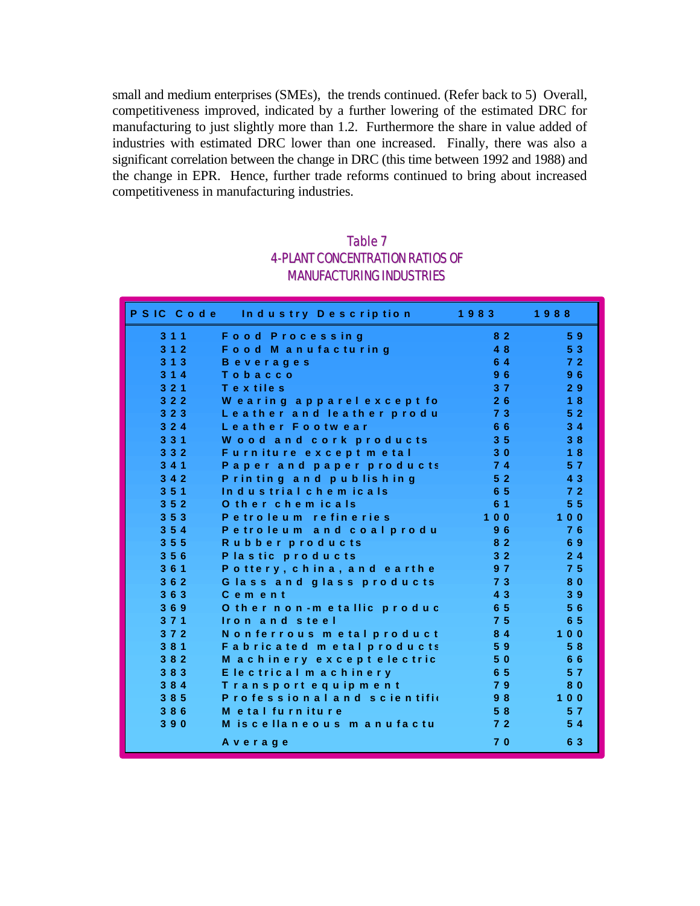small and medium enterprises (SMEs), the trends continued. (Refer back to 5) Overall, competitiveness improved, indicated by a further lowering of the estimated DRC for manufacturing to just slightly more than 1.2. Furthermore the share in value added of industries with estimated DRC lower than one increased. Finally, there was also a significant correlation between the change in DRC (this time between 1992 and 1988) and the change in EPR. Hence, further trade reforms continued to bring about increased competitiveness in manufacturing industries.

Table 7
4-PLANT CONCENTRATION RATIOS OF MANUFACTURING INDUSTRIES

| PSIC Code | Industry Description | 1983 | 1988 |
|---|---|---|---|
| 311 | Food Processing | 82 | 59 |
| 312 | Food Manufacturing | 48 | 53 |
| 313 | Beverages | 64 | 72 |
| 314 | Tobacco | 96 | 96 |
| 321 | Textiles | 37 | 29 |
| 322 | Wearing apparel except fo | 26 | 18 |
| 323 | Leather and leather produ | 73 | 52 |
| 324 | Leather Footwear | 66 | 34 |
| 331 | Wood and cork products | 35 | 38 |
| 332 | Furniture except metal | 30 | 18 |
| 341 | Paper and paper products | 74 | 57 |
| 342 | Printing and publishing | 52 | 43 |
| 351 | Industrial chemicals | 65 | 72 |
| 352 | Other chemicals | 61 | 55 |
| 353 | Petroleum refineries | 100 | 100 |
| 354 | Petroleum and coal produ | 96 | 76 |
| 355 | Rubber products | 82 | 69 |
| 356 | Plastic products | 32 | 24 |
| 361 | Pottery, china, and earthe | 97 | 75 |
| 362 | Glass and glass products | 73 | 80 |
| 363 | Cement | 43 | 39 |
| 369 | Other non-metallic produc | 65 | 56 |
| 371 | Iron and steel | 75 | 65 |
| 372 | Nonferrous metal product | 84 | 100 |
| 381 | Fabricated metal products | 59 | 58 |
| 382 | Machinery except electric | 50 | 66 |
| 383 | Electrical machinery | 65 | 57 |
| 384 | Transport equipment | 79 | 80 |
| 385 | Professional and scientifi | 98 | 100 |
| 386 | Metal furniture | 58 | 57 |
| 390 | Miscellaneous manufactu | 72 | 54 |
| | Average | 70 | 63 |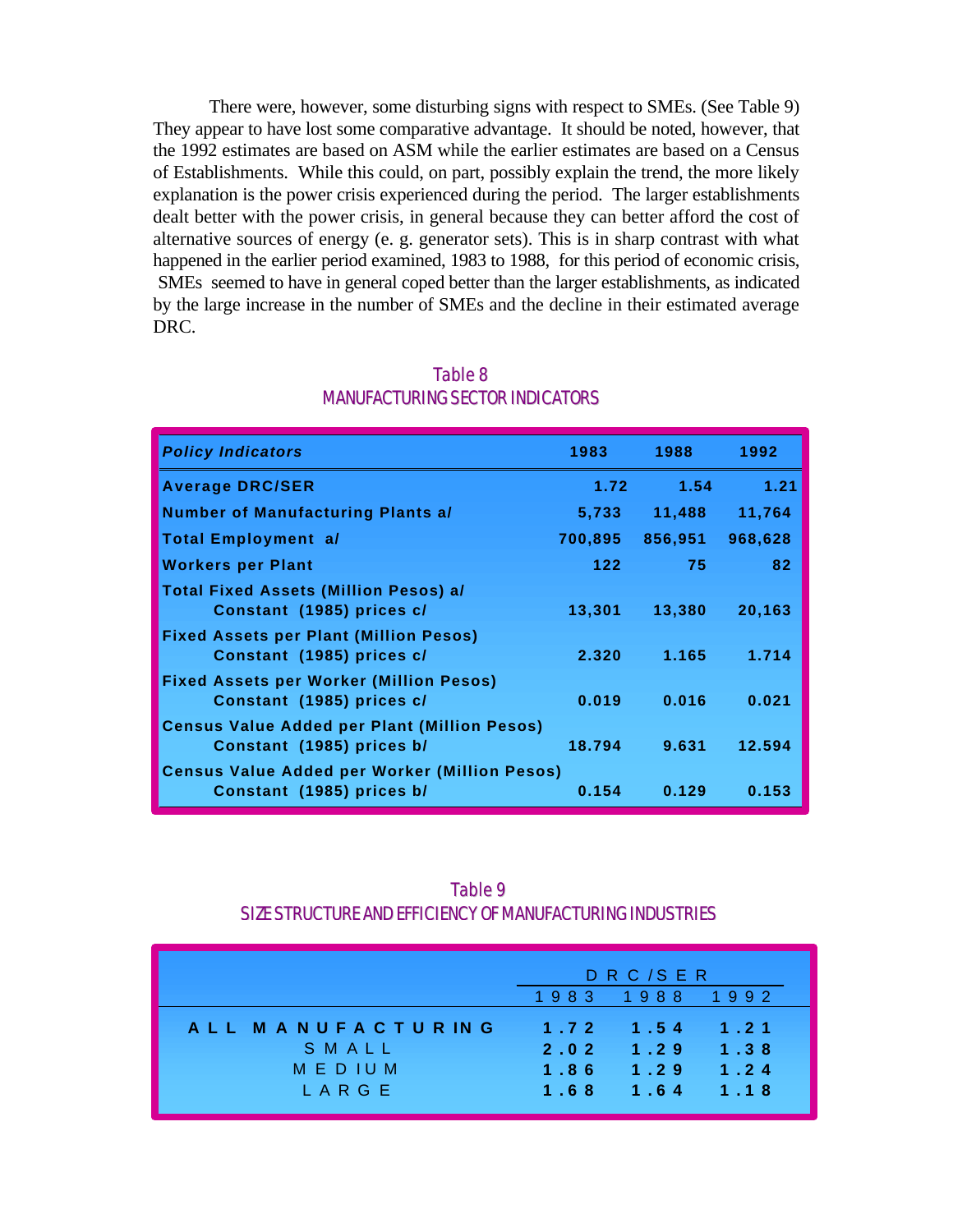There were, however, some disturbing signs with respect to SMEs. (See Table 9) They appear to have lost some comparative advantage. It should be noted, however, that the 1992 estimates are based on ASM while the earlier estimates are based on a Census of Establishments. While this could, on part, possibly explain the trend, the more likely explanation is the power crisis experienced during the period. The larger establishments dealt better with the power crisis, in general because they can better afford the cost of alternative sources of energy (e. g. generator sets). This is in sharp contrast with what happened in the earlier period examined, 1983 to 1988, for this period of economic crisis, SMEs seemed to have in general coped better than the larger establishments, as indicated by the large increase in the number of SMEs and the decline in their estimated average DRC.

Table 8
MANUFACTURING SECTOR INDICATORS

| *Policy Indicators* | 1983 | 1988 | 1992 |
|---|---|---|---|
| **Average DRC/SER** | 1.72 | 1.54 | 1.21 |
| **Number of Manufacturing Plants a/** | 5,733 | 11,488 | 11,764 |
| **Total Employment a/** | 700,895 | 856,951 | 968,628 |
| **Workers per Plant** | 122 | 75 | 82 |
| **Total Fixed Assets (Million Pesos) a/ Constant (1985) prices c/** | 13,301 | 13,380 | 20,163 |
| **Fixed Assets per Plant (Million Pesos) Constant (1985) prices c/** | 2.320 | 1.165 | 1.714 |
| **Fixed Assets per Worker (Million Pesos) Constant (1985) prices c/** | 0.019 | 0.016 | 0.021 |
| **Census Value Added per Plant (Million Pesos) Constant (1985) prices b/** | 18.794 | 9.631 | 12.594 |
| **Census Value Added per Worker (Million Pesos) Constant (1985) prices b/** | 0.154 | 0.129 | 0.153 |

Table 9
SIZE STRUCTURE AND EFFICIENCY OF MANUFACTURING INDUSTRIES

| | DRC/SER | | |
|---|---|---|---|
| | 1983 | 1988 | 1992 |
| **ALL MANUFACTURING** | 1.72 | 1.54 | 1.21 |
| SMALL | 2.02 | 1.29 | 1.38 |
| MEDIUM | 1.86 | 1.29 | 1.24 |
| LARGE | 1.68 | 1.64 | 1.18 |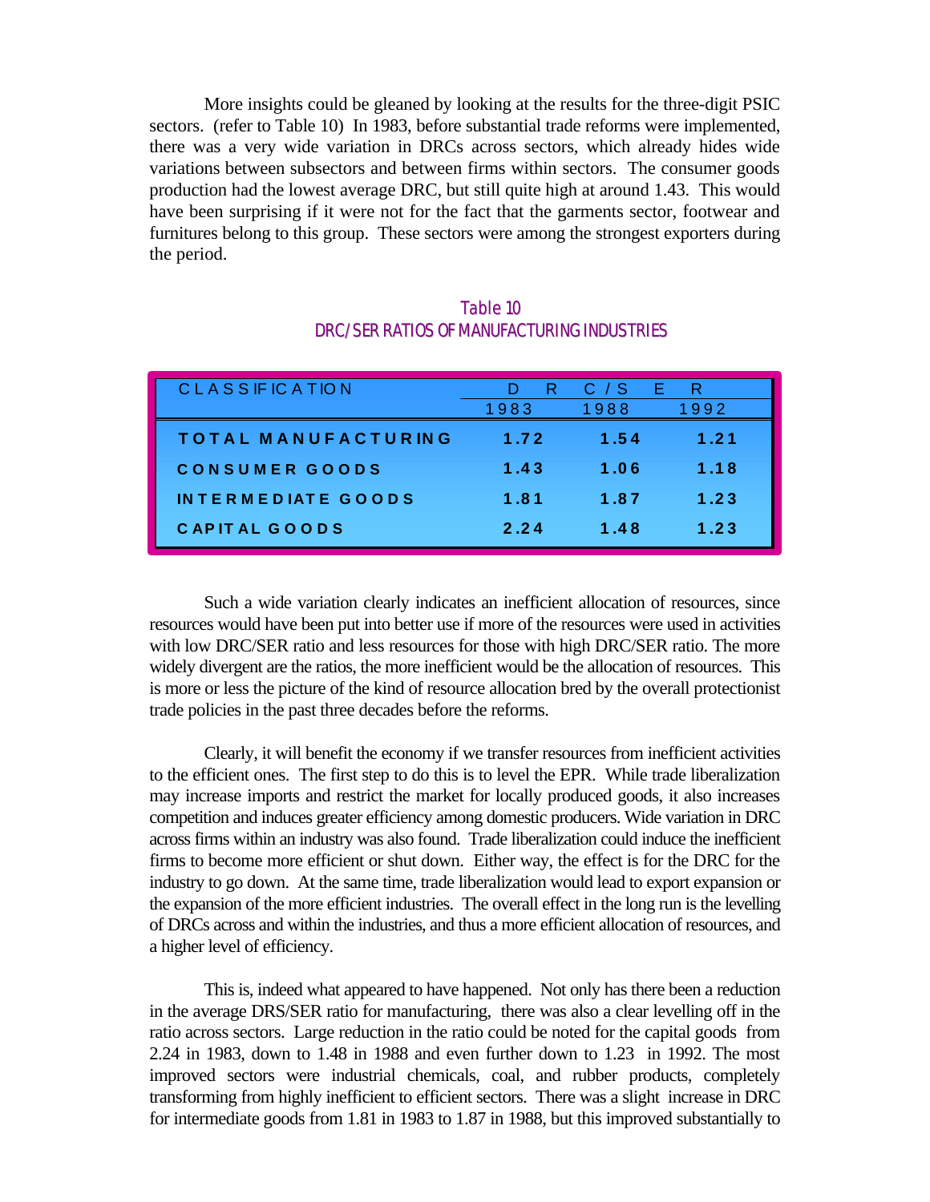More insights could be gleaned by looking at the results for the three-digit PSIC sectors. (refer to Table 10) In 1983, before substantial trade reforms were implemented, there was a very wide variation in DRCs across sectors, which already hides wide variations between subsectors and between firms within sectors. The consumer goods production had the lowest average DRC, but still quite high at around 1.43. This would have been surprising if it were not for the fact that the garments sector, footwear and furnitures belong to this group. These sectors were among the strongest exporters during the period.

Table 10
DRC/SER RATIOS OF MANUFACTURING INDUSTRIES

| CLASSIFICATION | DRC/SER | | |
|---|---|---|---|
| | 1983 | 1988 | 1992 |
| **TOTAL MANUFACTURING** | **1.72** | **1.54** | **1.21** |
| **CONSUMER GOODS** | **1.43** | **1.06** | **1.18** |
| **INTERMEDIATE GOODS** | **1.81** | **1.87** | **1.23** |
| **CAPITAL GOODS** | **2.24** | **1.48** | **1.23** |

Such a wide variation clearly indicates an inefficient allocation of resources, since resources would have been put into better use if more of the resources were used in activities with low DRC/SER ratio and less resources for those with high DRC/SER ratio. The more widely divergent are the ratios, the more inefficient would be the allocation of resources. This is more or less the picture of the kind of resource allocation bred by the overall protectionist trade policies in the past three decades before the reforms.

Clearly, it will benefit the economy if we transfer resources from inefficient activities to the efficient ones. The first step to do this is to level the EPR. While trade liberalization may increase imports and restrict the market for locally produced goods, it also increases competition and induces greater efficiency among domestic producers. Wide variation in DRC across firms within an industry was also found. Trade liberalization could induce the inefficient firms to become more efficient or shut down. Either way, the effect is for the DRC for the industry to go down. At the same time, trade liberalization would lead to export expansion or the expansion of the more efficient industries. The overall effect in the long run is the levelling of DRCs across and within the industries, and thus a more efficient allocation of resources, and a higher level of efficiency.

This is, indeed what appeared to have happened. Not only has there been a reduction in the average DRS/SER ratio for manufacturing, there was also a clear levelling off in the ratio across sectors. Large reduction in the ratio could be noted for the capital goods from 2.24 in 1983, down to 1.48 in 1988 and even further down to 1.23 in 1992. The most improved sectors were industrial chemicals, coal, and rubber products, completely transforming from highly inefficient to efficient sectors. There was a slight increase in DRC for intermediate goods from 1.81 in 1983 to 1.87 in 1988, but this improved substantially to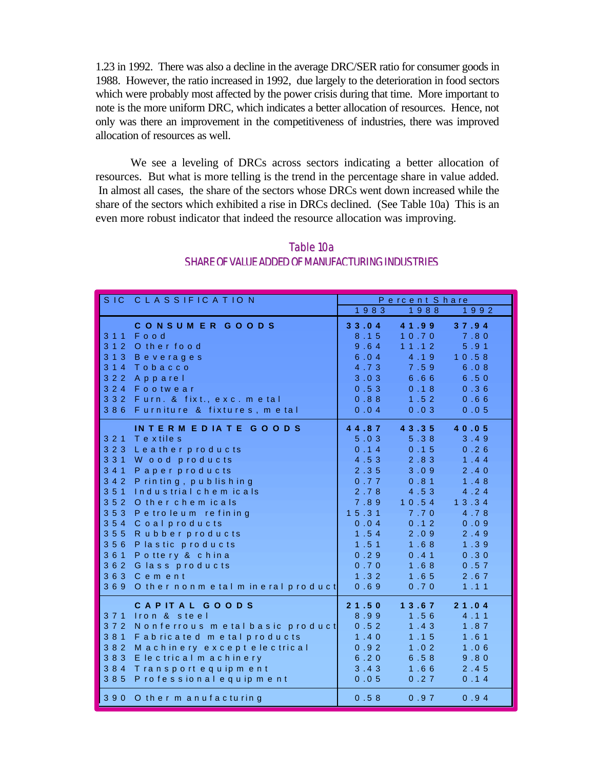1.23 in 1992. There was also a decline in the average DRC/SER ratio for consumer goods in 1988. However, the ratio increased in 1992, due largely to the deterioration in food sectors which were probably most affected by the power crisis during that time. More important to note is the more uniform DRC, which indicates a better allocation of resources. Hence, not only was there an improvement in the competitiveness of industries, there was improved allocation of resources as well.

We see a leveling of DRCs across sectors indicating a better allocation of resources. But what is more telling is the trend in the percentage share in value added. In almost all cases, the share of the sectors whose DRCs went down increased while the share of the sectors which exhibited a rise in DRCs declined. (See Table 10a) This is an even more robust indicator that indeed the resource allocation was improving.

Table 10a
SHARE OF VALUE ADDED OF MANUFACTURING INDUSTRIES

| SIC | CLASSIFICATION | Percent Share | | |
|---|---|---|---|---|
| | | 1983 | 1988 | 1992 |
| | **CONSUMER GOODS** | **33.04** | **41.99** | **37.94** |
| 311 | Food | 8.15 | 10.70 | 7.80 |
| 312 | Other food | 9.64 | 11.12 | 5.91 |
| 313 | Beverages | 6.04 | 4.19 | 10.58 |
| 314 | Tobacco | 4.73 | 7.59 | 6.08 |
| 322 | Apparel | 3.03 | 6.66 | 6.50 |
| 324 | Footwear | 0.53 | 0.18 | 0.36 |
| 332 | Furn. & fixt., exc. metal | 0.88 | 1.52 | 0.66 |
| 386 | Furniture & fixtures, metal | 0.04 | 0.03 | 0.05 |
| | **INTERMEDIATE GOODS** | **44.87** | **43.35** | **40.05** |
| 321 | Textiles | 5.03 | 5.38 | 3.49 |
| 323 | Leather products | 0.14 | 0.15 | 0.26 |
| 331 | Wood products | 4.53 | 2.83 | 1.44 |
| 341 | Paper products | 2.35 | 3.09 | 2.40 |
| 342 | Printing, publishing | 0.77 | 0.81 | 1.48 |
| 351 | Industrial chemicals | 2.78 | 4.53 | 4.24 |
| 352 | Other chemicals | 7.89 | 10.54 | 13.34 |
| 353 | Petroleum refining | 15.31 | 7.70 | 4.78 |
| 354 | Coal products | 0.04 | 0.12 | 0.09 |
| 355 | Rubber products | 1.54 | 2.09 | 2.49 |
| 356 | Plastic products | 1.51 | 1.68 | 1.39 |
| 361 | Pottery & china | 0.29 | 0.41 | 0.30 |
| 362 | Glass products | 0.70 | 1.68 | 0.57 |
| 363 | Cement | 1.32 | 1.65 | 2.67 |
| 369 | Other nonmetal mineral product | 0.69 | 0.70 | 1.11 |
| | **CAPITAL GOODS** | **21.50** | **13.67** | **21.04** |
| 371 | Iron & steel | 8.99 | 1.56 | 4.11 |
| 372 | Nonferrous metal basic product | 0.52 | 1.43 | 1.87 |
| 381 | Fabricated metal products | 1.40 | 1.15 | 1.61 |
| 382 | Machinery except electrical | 0.92 | 1.02 | 1.06 |
| 383 | Electrical machinery | 6.20 | 6.58 | 9.80 |
| 384 | Transport equipment | 3.43 | 1.66 | 2.45 |
| 385 | Professional equipment | 0.05 | 0.27 | 0.14 |
| 390 | Other manufacturing | 0.58 | 0.97 | 0.94 |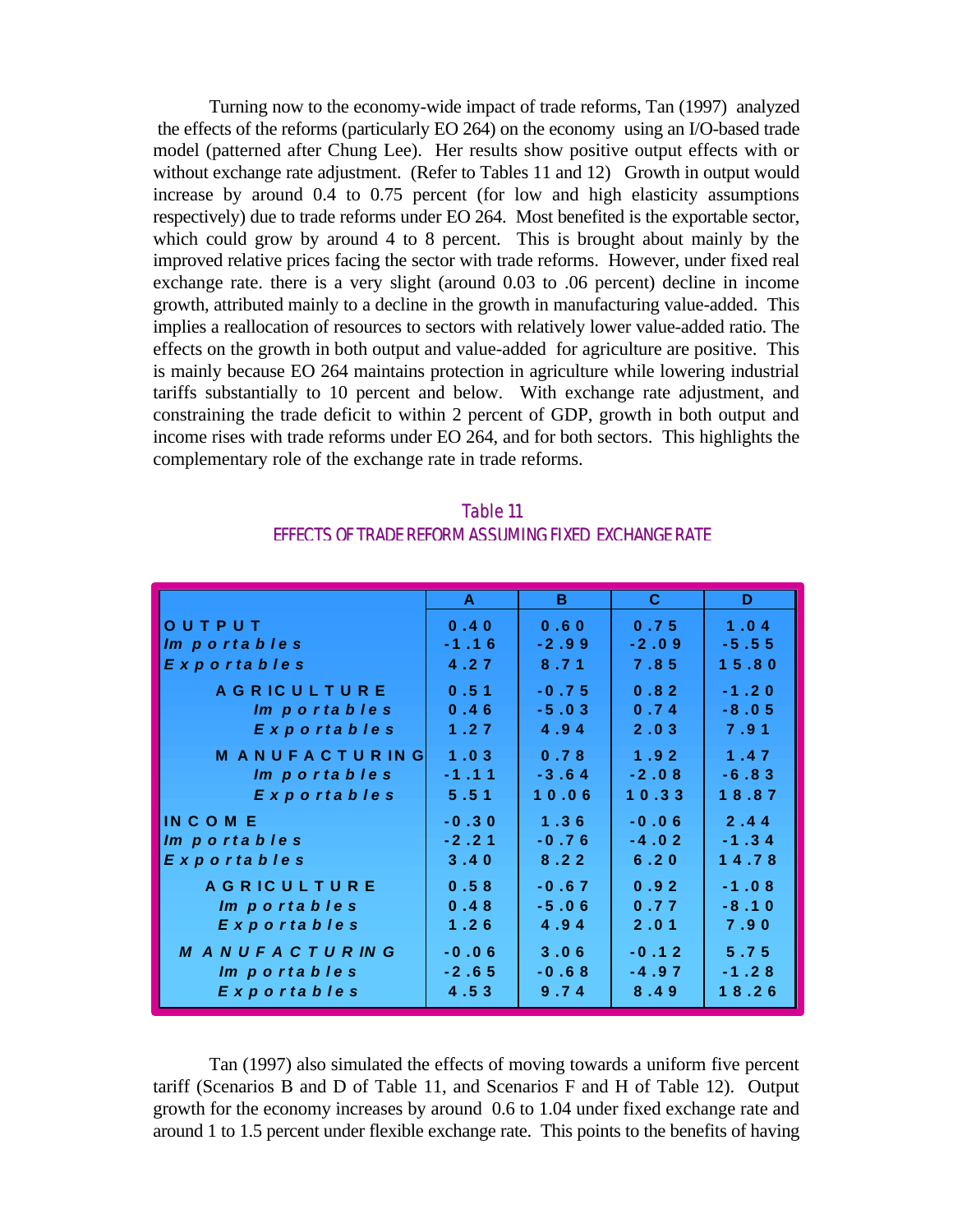Turning now to the economy-wide impact of trade reforms, Tan (1997) analyzed the effects of the reforms (particularly EO 264) on the economy using an I/O-based trade model (patterned after Chung Lee). Her results show positive output effects with or without exchange rate adjustment. (Refer to Tables 11 and 12) Growth in output would increase by around 0.4 to 0.75 percent (for low and high elasticity assumptions respectively) due to trade reforms under EO 264. Most benefited is the exportable sector, which could grow by around 4 to 8 percent. This is brought about mainly by the improved relative prices facing the sector with trade reforms. However, under fixed real exchange rate. there is a very slight (around 0.03 to .06 percent) decline in income growth, attributed mainly to a decline in the growth in manufacturing value-added. This implies a reallocation of resources to sectors with relatively lower value-added ratio. The effects on the growth in both output and value-added for agriculture are positive. This is mainly because EO 264 maintains protection in agriculture while lowering industrial tariffs substantially to 10 percent and below. With exchange rate adjustment, and constraining the trade deficit to within 2 percent of GDP, growth in both output and income rises with trade reforms under EO 264, and for both sectors. This highlights the complementary role of the exchange rate in trade reforms.

Table 11

EFFECTS OF TRADE REFORM ASSUMING FIXED EXCHANGE RATE

| | A | B | C | D |
|---|---|---|---|---|
| **OUTPUT** | 0.40 | 0.60 | 0.75 | 1.04 |
| *Importables* | -1.16 | -2.99 | -2.09 | -5.55 |
| *Exportables* | 4.27 | 8.71 | 7.85 | 15.80 |
| **AGRICULTURE** | 0.51 | -0.75 | 0.82 | -1.20 |
| *Importables* | 0.46 | -5.03 | 0.74 | -8.05 |
| *Exportables* | 1.27 | 4.94 | 2.03 | 7.91 |
| **MANUFACTURING** | 1.03 | 0.78 | 1.92 | 1.47 |
| *Importables* | -1.11 | -3.64 | -2.08 | -6.83 |
| *Exportables* | 5.51 | 10.06 | 10.33 | 18.87 |
| **INCOME** | -0.30 | 1.36 | -0.06 | 2.44 |
| *Importables* | -2.21 | -0.76 | -4.02 | -1.34 |
| *Exportables* | 3.40 | 8.22 | 6.20 | 14.78 |
| **AGRICULTURE** | 0.58 | -0.67 | 0.92 | -1.08 |
| *Importables* | 0.48 | -5.06 | 0.77 | -8.10 |
| *Exportables* | 1.26 | 4.94 | 2.01 | 7.90 |
| ***MANUFACTURING*** | -0.06 | 3.06 | -0.12 | 5.75 |
| *Importables* | -2.65 | -0.68 | -4.97 | -1.28 |
| *Exportables* | 4.53 | 9.74 | 8.49 | 18.26 |

Tan (1997) also simulated the effects of moving towards a uniform five percent tariff (Scenarios B and D of Table 11, and Scenarios F and H of Table 12). Output growth for the economy increases by around 0.6 to 1.04 under fixed exchange rate and around 1 to 1.5 percent under flexible exchange rate. This points to the benefits of having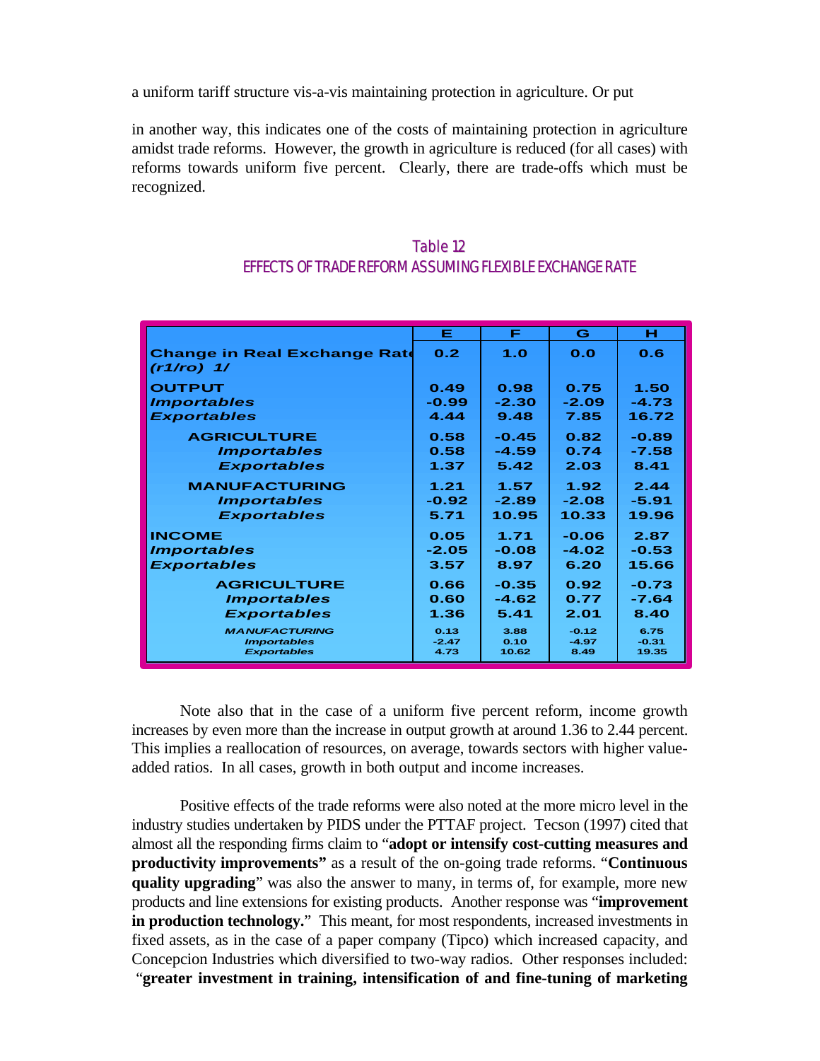a uniform tariff structure vis-a-vis maintaining protection in agriculture. Or put

in another way, this indicates one of the costs of maintaining protection in agriculture amidst trade reforms. However, the growth in agriculture is reduced (for all cases) with reforms towards uniform five percent. Clearly, there are trade-offs which must be recognized.

Table 12
EFFECTS OF TRADE REFORM ASSUMING FLEXIBLE EXCHANGE RATE

| | E | F | G | H |
|---|---|---|---|---|
| **Change in Real Exchange Rate (r1/ro) 1/** | 0.2 | 1.0 | 0.0 | 0.6 |
| **OUTPUT** | 0.49 | 0.98 | 0.75 | 1.50 |
| *Importables* | -0.99 | -2.30 | -2.09 | -4.73 |
| *Exportables* | 4.44 | 9.48 | 7.85 | 16.72 |
| **AGRICULTURE** | 0.58 | -0.45 | 0.82 | -0.89 |
| *Importables* | 0.58 | -4.59 | 0.74 | -7.58 |
| *Exportables* | 1.37 | 5.42 | 2.03 | 8.41 |
| **MANUFACTURING** | 1.21 | 1.57 | 1.92 | 2.44 |
| *Importables* | -0.92 | -2.89 | -2.08 | -5.91 |
| *Exportables* | 5.71 | 10.95 | 10.33 | 19.96 |
| **INCOME** | 0.05 | 1.71 | -0.06 | 2.87 |
| *Importables* | -2.05 | -0.08 | -4.02 | -0.53 |
| *Exportables* | 3.57 | 8.97 | 6.20 | 15.66 |
| **AGRICULTURE** | 0.66 | -0.35 | 0.92 | -0.73 |
| *Importables* | 0.60 | -4.62 | 0.77 | -7.64 |
| *Exportables* | 1.36 | 5.41 | 2.01 | 8.40 |
| **MANUFACTURING** | 0.13 | 3.88 | -0.12 | 6.75 |
| *Importables* | -2.47 | 0.10 | -4.97 | -0.31 |
| *Exportables* | 4.73 | 10.62 | 8.49 | 19.35 |

Note also that in the case of a uniform five percent reform, income growth increases by even more than the increase in output growth at around 1.36 to 2.44 percent. This implies a reallocation of resources, on average, towards sectors with higher value-added ratios. In all cases, growth in both output and income increases.

Positive effects of the trade reforms were also noted at the more micro level in the industry studies undertaken by PIDS under the PTTAF project. Tecson (1997) cited that almost all the responding firms claim to "**adopt or intensify cost-cutting measures and productivity improvements"** as a result of the on-going trade reforms. "**Continuous quality upgrading**" was also the answer to many, in terms of, for example, more new products and line extensions for existing products. Another response was "**improvement in production technology.**" This meant, for most respondents, increased investments in fixed assets, as in the case of a paper company (Tipco) which increased capacity, and Concepcion Industries which diversified to two-way radios. Other responses included: "**greater investment in training, intensification of and fine-tuning of marketing**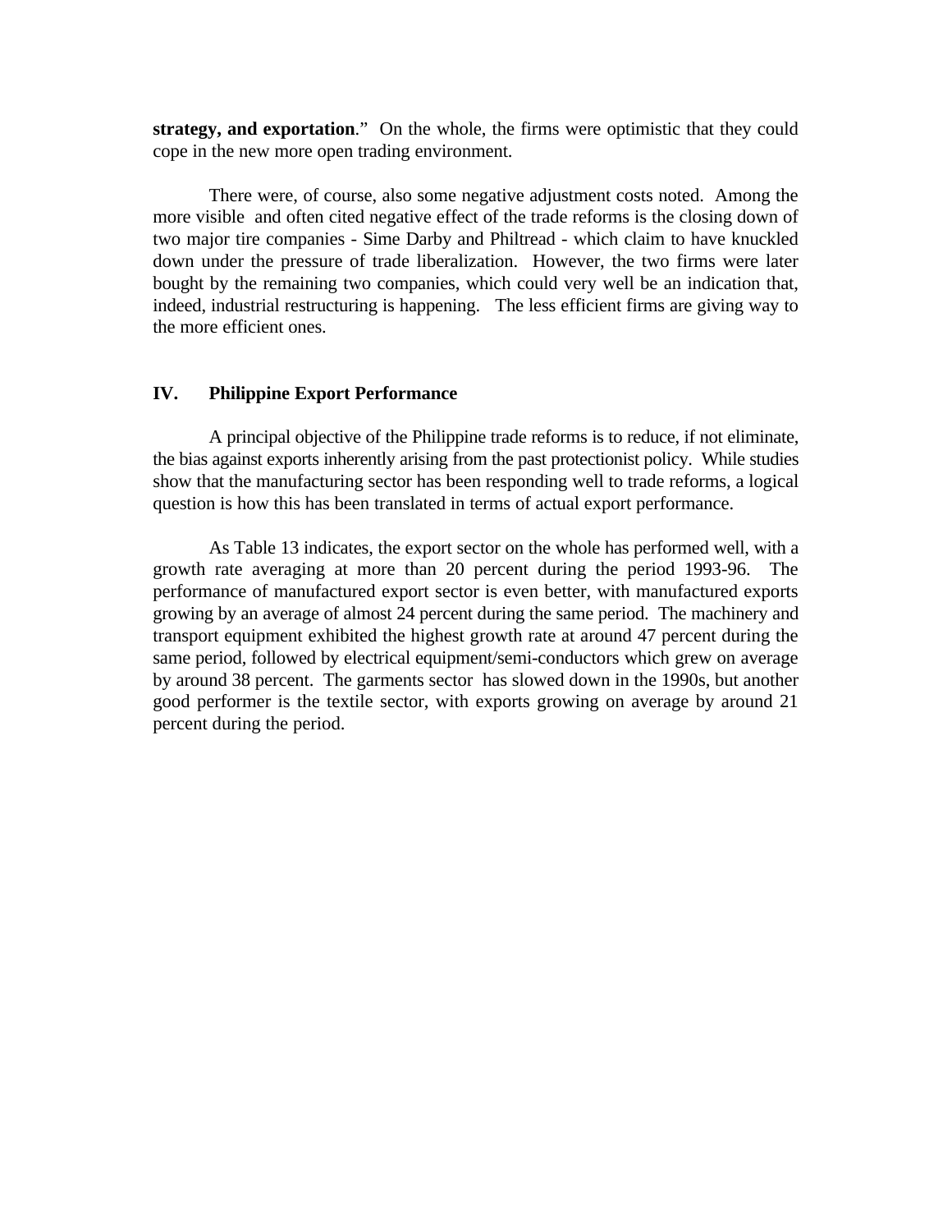**strategy, and exportation**."  On the whole, the firms were optimistic that they could cope in the new more open trading environment.

There were, of course, also some negative adjustment costs noted.  Among the more visible and often cited negative effect of the trade reforms is the closing down of two major tire companies - Sime Darby and Philtread - which claim to have knuckled down under the pressure of trade liberalization.  However, the two firms were later bought by the remaining two companies, which could very well be an indication that, indeed, industrial restructuring is happening.  The less efficient firms are giving way to the more efficient ones.

## IV. Philippine Export Performance

A principal objective of the Philippine trade reforms is to reduce, if not eliminate, the bias against exports inherently arising from the past protectionist policy.  While studies show that the manufacturing sector has been responding well to trade reforms, a logical question is how this has been translated in terms of actual export performance.

As Table 13 indicates, the export sector on the whole has performed well, with a growth rate averaging at more than 20 percent during the period 1993-96.  The performance of manufactured export sector is even better, with manufactured exports growing by an average of almost 24 percent during the same period.  The machinery and transport equipment exhibited the highest growth rate at around 47 percent during the same period, followed by electrical equipment/semi-conductors which grew on average by around 38 percent.  The garments sector has slowed down in the 1990s, but another good performer is the textile sector, with exports growing on average by around 21 percent during the period.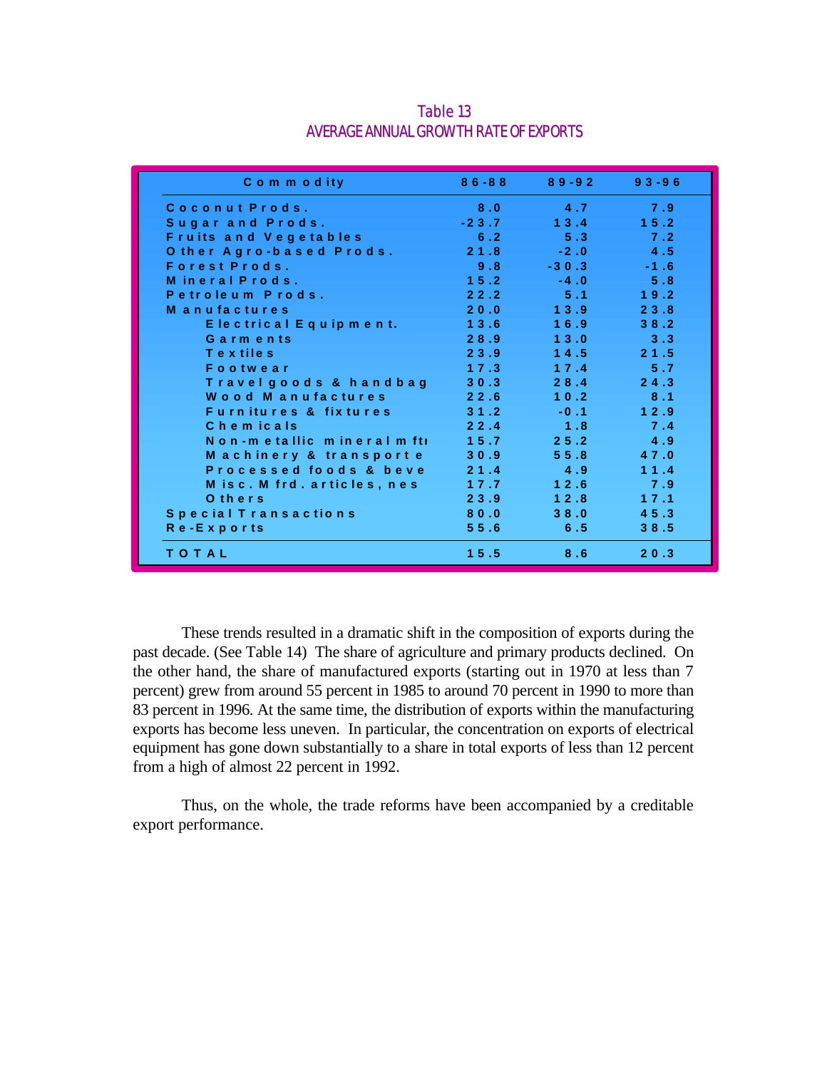Table 13
AVERAGE ANNUAL GROWTH RATE OF EXPORTS

| Commodity | 86-88 | 89-92 | 93-96 |
|---|---|---|---|
| Coconut Prods. | 8.0 | 4.7 | 7.9 |
| Sugar and Prods. | -23.7 | 13.4 | 15.2 |
| Fruits and Vegetables | 6.2 | 5.3 | 7.2 |
| Other Agro-based Prods. | 21.8 | -2.0 | 4.5 |
| Forest Prods. | 9.8 | -30.3 | -1.6 |
| Mineral Prods. | 15.2 | -4.0 | 5.8 |
| Petroleum Prods. | 22.2 | 5.1 | 19.2 |
| Manufactures | 20.0 | 13.9 | 23.8 |
| Electrical Equipment. | 13.6 | 16.9 | 38.2 |
| Garments | 28.9 | 13.0 | 3.3 |
| Textiles | 23.9 | 14.5 | 21.5 |
| Footwear | 17.3 | 17.4 | 5.7 |
| Travel goods & handbag | 30.3 | 28.4 | 24.3 |
| Wood Manufactures | 22.6 | 10.2 | 8.1 |
| Furnitures & fixtures | 31.2 | -0.1 | 12.9 |
| Chemicals | 22.4 | 1.8 | 7.4 |
| Non-metallic mineral mftı | 15.7 | 25.2 | 4.9 |
| Machinery & transporte | 30.9 | 55.8 | 47.0 |
| Processed foods & beve | 21.4 | 4.9 | 11.4 |
| Misc. Mfrd. articles, nes | 17.7 | 12.6 | 7.9 |
| Others | 23.9 | 12.8 | 17.1 |
| Special Transactions | 80.0 | 38.0 | 45.3 |
| Re-Exports | 55.6 | 6.5 | 38.5 |
| TOTAL | 15.5 | 8.6 | 20.3 |

These trends resulted in a dramatic shift in the composition of exports during the past decade. (See Table 14) The share of agriculture and primary products declined. On the other hand, the share of manufactured exports (starting out in 1970 at less than 7 percent) grew from around 55 percent in 1985 to around 70 percent in 1990 to more than 83 percent in 1996. At the same time, the distribution of exports within the manufacturing exports has become less uneven. In particular, the concentration on exports of electrical equipment has gone down substantially to a share in total exports of less than 12 percent from a high of almost 22 percent in 1992.

Thus, on the whole, the trade reforms have been accompanied by a creditable export performance.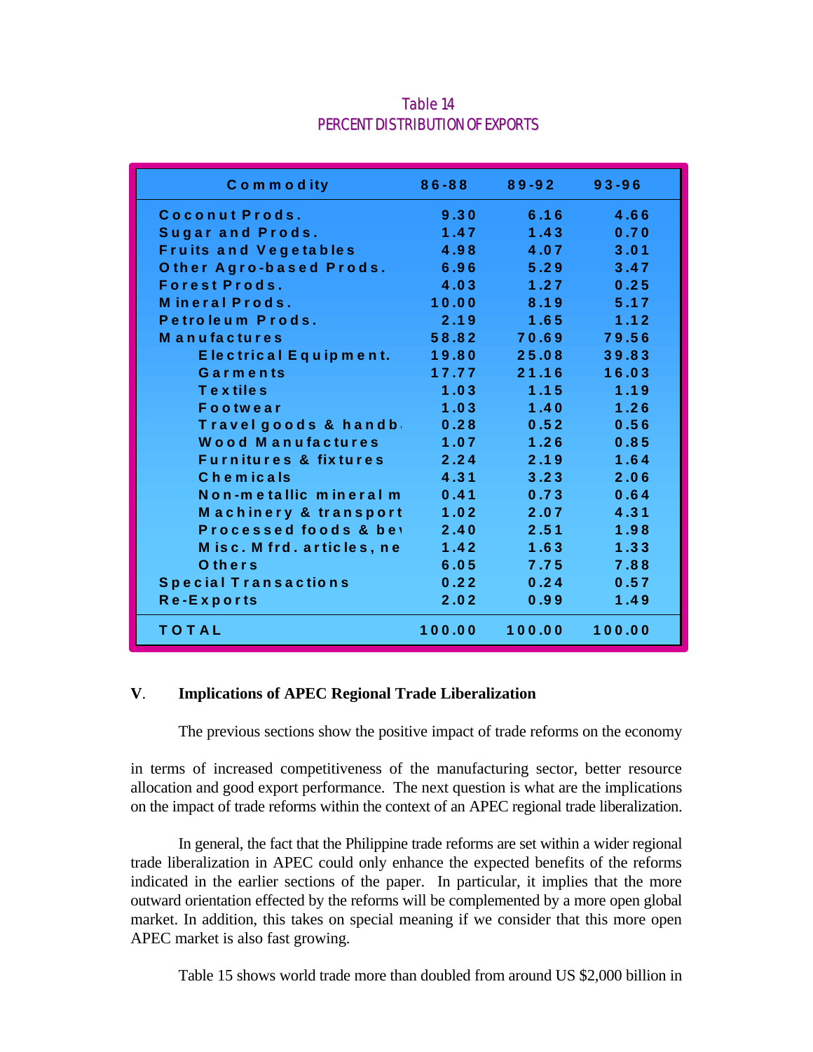**Table 14**
**PERCENT DISTRIBUTION OF EXPORTS**

| Commodity | 86-88 | 89-92 | 93-96 |
|---|---|---|---|
| Coconut Prods. | 9.30 | 6.16 | 4.66 |
| Sugar and Prods. | 1.47 | 1.43 | 0.70 |
| Fruits and Vegetables | 4.98 | 4.07 | 3.01 |
| Other Agro-based Prods. | 6.96 | 5.29 | 3.47 |
| Forest Prods. | 4.03 | 1.27 | 0.25 |
| Mineral Prods. | 10.00 | 8.19 | 5.17 |
| Petroleum Prods. | 2.19 | 1.65 | 1.12 |
| Manufactures | 58.82 | 70.69 | 79.56 |
| Electrical Equipment. | 19.80 | 25.08 | 39.83 |
| Garments | 17.77 | 21.16 | 16.03 |
| Textiles | 1.03 | 1.15 | 1.19 |
| Footwear | 1.03 | 1.40 | 1.26 |
| Travel goods & handb | 0.28 | 0.52 | 0.56 |
| Wood Manufactures | 1.07 | 1.26 | 0.85 |
| Furnitures & fixtures | 2.24 | 2.19 | 1.64 |
| Chemicals | 4.31 | 3.23 | 2.06 |
| Non-metallic mineral m | 0.41 | 0.73 | 0.64 |
| Machinery & transport | 1.02 | 2.07 | 4.31 |
| Processed foods & be | 2.40 | 2.51 | 1.98 |
| Misc. Mfrd. articles, ne | 1.42 | 1.63 | 1.33 |
| Others | 6.05 | 7.75 | 7.88 |
| Special Transactions | 0.22 | 0.24 | 0.57 |
| Re-Exports | 2.02 | 0.99 | 1.49 |
| TOTAL | 100.00 | 100.00 | 100.00 |

## V. Implications of APEC Regional Trade Liberalization

The previous sections show the positive impact of trade reforms on the economy in terms of increased competitiveness of the manufacturing sector, better resource allocation and good export performance. The next question is what are the implications on the impact of trade reforms within the context of an APEC regional trade liberalization.

In general, the fact that the Philippine trade reforms are set within a wider regional trade liberalization in APEC could only enhance the expected benefits of the reforms indicated in the earlier sections of the paper. In particular, it implies that the more outward orientation effected by the reforms will be complemented by a more open global market. In addition, this takes on special meaning if we consider that this more open APEC market is also fast growing.

Table 15 shows world trade more than doubled from around US $2,000 billion in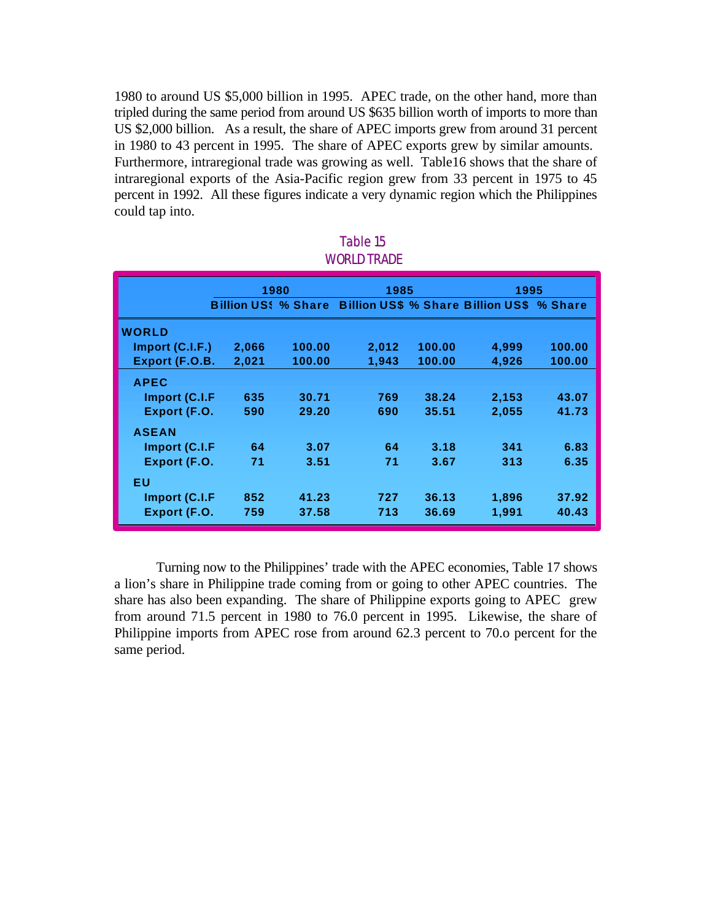1980 to around US $5,000 billion in 1995. APEC trade, on the other hand, more than tripled during the same period from around US $635 billion worth of imports to more than US $2,000 billion. As a result, the share of APEC imports grew from around 31 percent in 1980 to 43 percent in 1995. The share of APEC exports grew by similar amounts. Furthermore, intraregional trade was growing as well. Table16 shows that the share of intraregional exports of the Asia-Pacific region grew from 33 percent in 1975 to 45 percent in 1992. All these figures indicate a very dynamic region which the Philippines could tap into.

Table 15
WORLD TRADE

| | 1980 | | 1985 | | 1995 | |
|---|---|---|---|---|---|---|
| | Billion US$ | % Share | Billion US$ | % Share | Billion US$ | % Share |
| **WORLD** | | | | | | |
| Import (C.I.F.) | 2,066 | 100.00 | 2,012 | 100.00 | 4,999 | 100.00 |
| Export (F.O.B. | 2,021 | 100.00 | 1,943 | 100.00 | 4,926 | 100.00 |
| **APEC** | | | | | | |
| Import (C.I.F | 635 | 30.71 | 769 | 38.24 | 2,153 | 43.07 |
| Export (F.O. | 590 | 29.20 | 690 | 35.51 | 2,055 | 41.73 |
| **ASEAN** | | | | | | |
| Import (C.I.F | 64 | 3.07 | 64 | 3.18 | 341 | 6.83 |
| Export (F.O. | 71 | 3.51 | 71 | 3.67 | 313 | 6.35 |
| **EU** | | | | | | |
| Import (C.I.F | 852 | 41.23 | 727 | 36.13 | 1,896 | 37.92 |
| Export (F.O. | 759 | 37.58 | 713 | 36.69 | 1,991 | 40.43 |

Turning now to the Philippines' trade with the APEC economies, Table 17 shows a lion's share in Philippine trade coming from or going to other APEC countries. The share has also been expanding. The share of Philippine exports going to APEC grew from around 71.5 percent in 1980 to 76.0 percent in 1995. Likewise, the share of Philippine imports from APEC rose from around 62.3 percent to 70.o percent for the same period.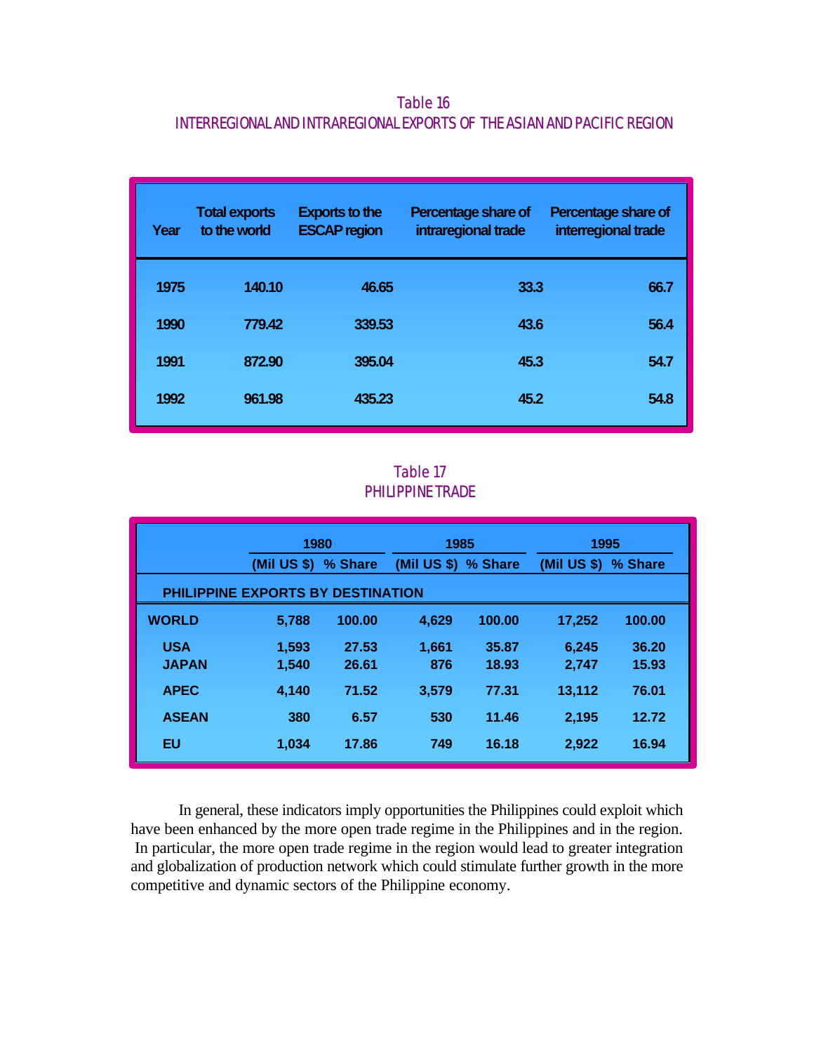Table 16
INTERREGIONAL AND INTRAREGIONAL EXPORTS OF THE ASIAN AND PACIFIC REGION

| Year | Total exports to the world | Exports to the ESCAP region | Percentage share of intraregional trade | Percentage share of interregional trade |
|---|---|---|---|---|
| 1975 | 140.10 | 46.65 | 33.3 | 66.7 |
| 1990 | 779.42 | 339.53 | 43.6 | 56.4 |
| 1991 | 872.90 | 395.04 | 45.3 | 54.7 |
| 1992 | 961.98 | 435.23 | 45.2 | 54.8 |

Table 17
PHILIPPINE TRADE

| | 1980 | | 1985 | | 1995 | |
|---|---|---|---|---|---|---|
| | (Mil US $) | % Share | (Mil US $) | % Share | (Mil US $) | % Share |
| **PHILIPPINE EXPORTS BY DESTINATION** | | | | | | |
| **WORLD** | 5,788 | 100.00 | 4,629 | 100.00 | 17,252 | 100.00 |
| **USA** | 1,593 | 27.53 | 1,661 | 35.87 | 6,245 | 36.20 |
| **JAPAN** | 1,540 | 26.61 | 876 | 18.93 | 2,747 | 15.93 |
| **APEC** | 4,140 | 71.52 | 3,579 | 77.31 | 13,112 | 76.01 |
| **ASEAN** | 380 | 6.57 | 530 | 11.46 | 2,195 | 12.72 |
| **EU** | 1,034 | 17.86 | 749 | 16.18 | 2,922 | 16.94 |

In general, these indicators imply opportunities the Philippines could exploit which have been enhanced by the more open trade regime in the Philippines and in the region. In particular, the more open trade regime in the region would lead to greater integration and globalization of production network which could stimulate further growth in the more competitive and dynamic sectors of the Philippine economy.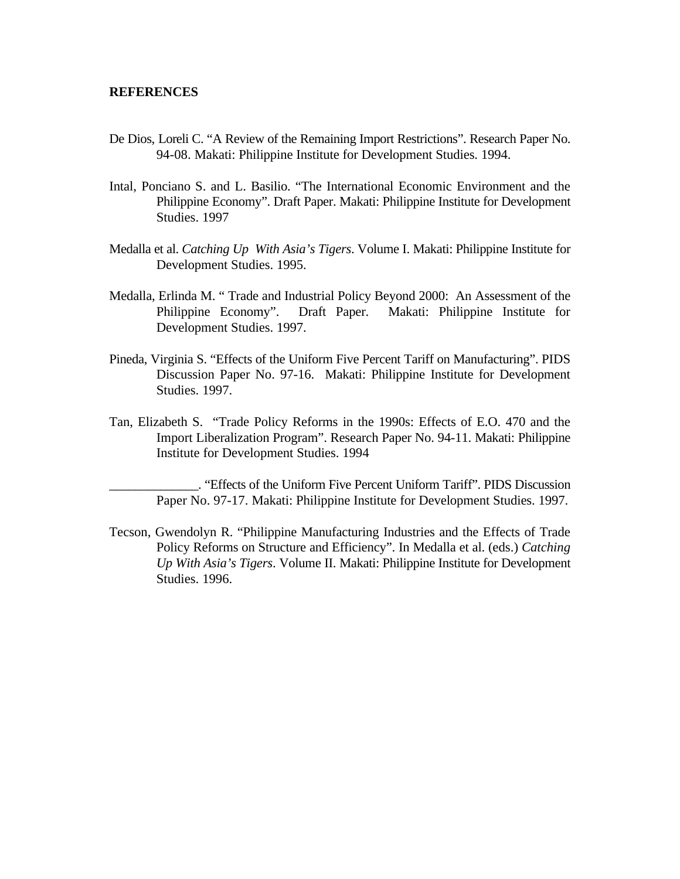**REFERENCES**

De Dios, Loreli C. "A Review of the Remaining Import Restrictions". Research Paper No. 94-08. Makati: Philippine Institute for Development Studies. 1994.

Intal, Ponciano S. and L. Basilio. "The International Economic Environment and the Philippine Economy". Draft Paper. Makati: Philippine Institute for Development Studies. 1997

Medalla et al. *Catching Up With Asia's Tigers*. Volume I. Makati: Philippine Institute for Development Studies. 1995.

Medalla, Erlinda M. " Trade and Industrial Policy Beyond 2000: An Assessment of the Philippine Economy". Draft Paper. Makati: Philippine Institute for Development Studies. 1997.

Pineda, Virginia S. "Effects of the Uniform Five Percent Tariff on Manufacturing". PIDS Discussion Paper No. 97-16. Makati: Philippine Institute for Development Studies. 1997.

Tan, Elizabeth S. "Trade Policy Reforms in the 1990s: Effects of E.O. 470 and the Import Liberalization Program". Research Paper No. 94-11. Makati: Philippine Institute for Development Studies. 1994

______________. "Effects of the Uniform Five Percent Uniform Tariff". PIDS Discussion Paper No. 97-17. Makati: Philippine Institute for Development Studies. 1997.

Tecson, Gwendolyn R. "Philippine Manufacturing Industries and the Effects of Trade Policy Reforms on Structure and Efficiency". In Medalla et al. (eds.) *Catching Up With Asia's Tigers*. Volume II. Makati: Philippine Institute for Development Studies. 1996.